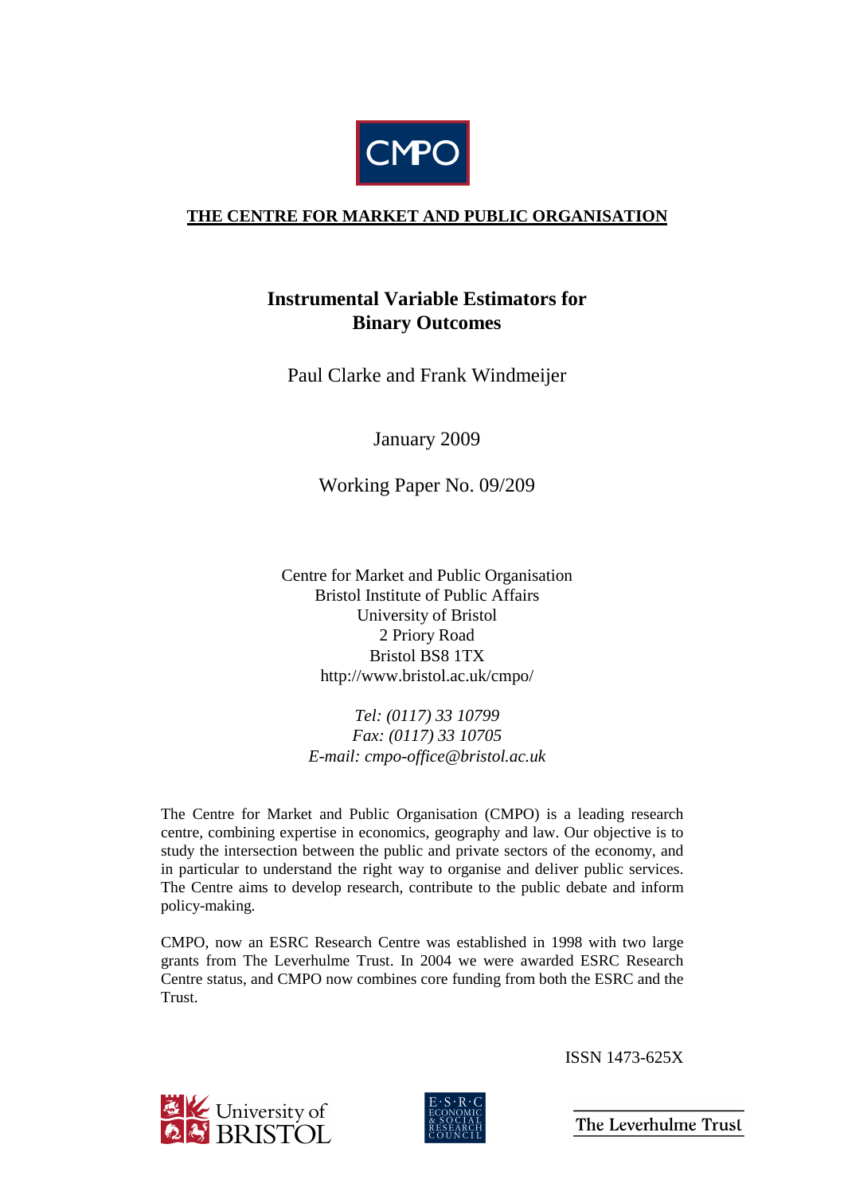CMPO

**THE CENTRE FOR MARKET AND PUBLIC ORGANISATION**

# Instrumental Variable Estimators for Binary Outcomes

Paul Clarke and Frank Windmeijer

January 2009

Working Paper No. 09/209

Centre for Market and Public Organisation
Bristol Institute of Public Affairs
University of Bristol
2 Priory Road
Bristol BS8 1TX
http://www.bristol.ac.uk/cmpo/

*Tel: (0117) 33 10799*
*Fax: (0117) 33 10705*
*E-mail: cmpo-office@bristol.ac.uk*

The Centre for Market and Public Organisation (CMPO) is a leading research centre, combining expertise in economics, geography and law. Our objective is to study the intersection between the public and private sectors of the economy, and in particular to understand the right way to organise and deliver public services. The Centre aims to develop research, contribute to the public debate and inform policy-making.

CMPO, now an ESRC Research Centre was established in 1998 with two large grants from The Leverhulme Trust. In 2004 we were awarded ESRC Research Centre status, and CMPO now combines core funding from both the ESRC and the Trust.

ISSN 1473-625X

University of Bristol

E·S·R·C ECONOMIC & SOCIAL RESEARCH COUNCIL

The Leverhulme Trust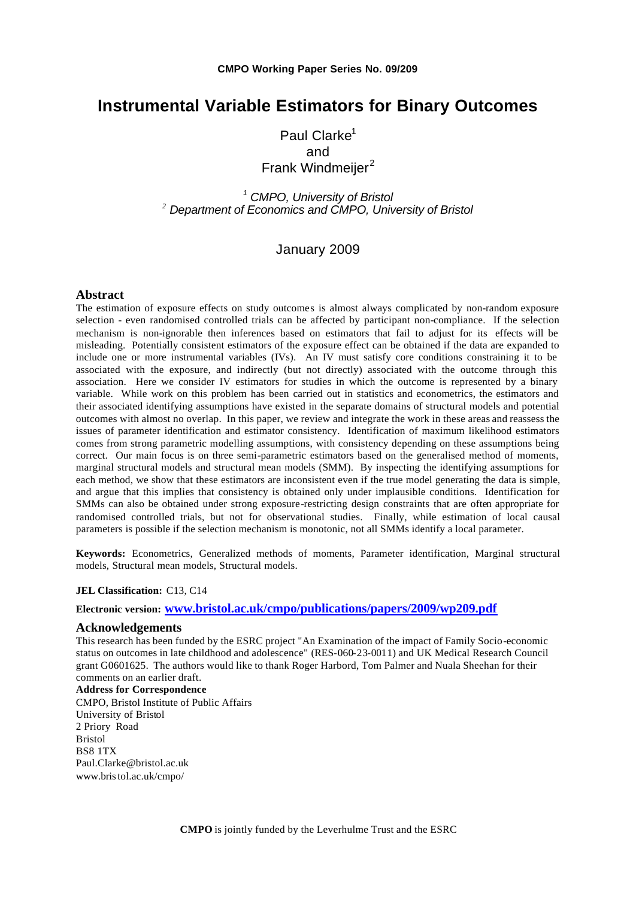**CMPO Working Paper Series No. 09/209**

# Instrumental Variable Estimators for Binary Outcomes

Paul Clarke[1]
and
Frank Windmeijer[2]

[1] *CMPO, University of Bristol*
[2] *Department of Economics and CMPO, University of Bristol*

January 2009

## Abstract

The estimation of exposure effects on study outcomes is almost always complicated by non-random exposure selection - even randomised controlled trials can be affected by participant non-compliance. If the selection mechanism is non-ignorable then inferences based on estimators that fail to adjust for its effects will be misleading. Potentially consistent estimators of the exposure effect can be obtained if the data are expanded to include one or more instrumental variables (IVs). An IV must satisfy core conditions constraining it to be associated with the exposure, and indirectly (but not directly) associated with the outcome through this association. Here we consider IV estimators for studies in which the outcome is represented by a binary variable. While work on this problem has been carried out in statistics and econometrics, the estimators and their associated identifying assumptions have existed in the separate domains of structural models and potential outcomes with almost no overlap. In this paper, we review and integrate the work in these areas and reassess the issues of parameter identification and estimator consistency. Identification of maximum likelihood estimators comes from strong parametric modelling assumptions, with consistency depending on these assumptions being correct. Our main focus is on three semi-parametric estimators based on the generalised method of moments, marginal structural models and structural mean models (SMM). By inspecting the identifying assumptions for each method, we show that these estimators are inconsistent even if the true model generating the data is simple, and argue that this implies that consistency is obtained only under implausible conditions. Identification for SMMs can also be obtained under strong exposure-restricting design constraints that are often appropriate for randomised controlled trials, but not for observational studies. Finally, while estimation of local causal parameters is possible if the selection mechanism is monotonic, not all SMMs identify a local parameter.

**Keywords:** Econometrics, Generalized methods of moments, Parameter identification, Marginal structural models, Structural mean models, Structural models.

**JEL Classification:** C13, C14

**Electronic version:** www.bristol.ac.uk/cmpo/publications/papers/2009/wp209.pdf

## Acknowledgements

This research has been funded by the ESRC project "An Examination of the impact of Family Socio-economic status on outcomes in late childhood and adolescence" (RES-060-23-0011) and UK Medical Research Council grant G0601625. The authors would like to thank Roger Harbord, Tom Palmer and Nuala Sheehan for their comments on an earlier draft.

**Address for Correspondence**
CMPO, Bristol Institute of Public Affairs
University of Bristol
2 Priory Road
Bristol
BS8 1TX
Paul.Clarke@bristol.ac.uk
www.bristol.ac.uk/cmpo/

**CMPO** is jointly funded by the Leverhulme Trust and the ESRC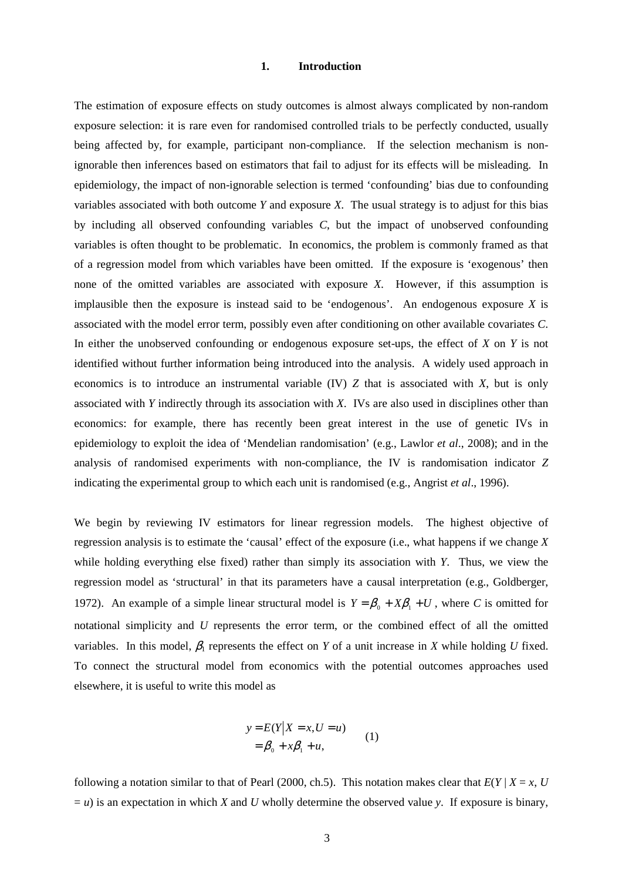# 1. Introduction

The estimation of exposure effects on study outcomes is almost always complicated by non-random exposure selection: it is rare even for randomised controlled trials to be perfectly conducted, usually being affected by, for example, participant non-compliance. If the selection mechanism is non-ignorable then inferences based on estimators that fail to adjust for its effects will be misleading. In epidemiology, the impact of non-ignorable selection is termed 'confounding' bias due to confounding variables associated with both outcome $Y$ and exposure $X$. The usual strategy is to adjust for this bias by including all observed confounding variables $C$, but the impact of unobserved confounding variables is often thought to be problematic. In economics, the problem is commonly framed as that of a regression model from which variables have been omitted. If the exposure is 'exogenous' then none of the omitted variables are associated with exposure $X$. However, if this assumption is implausible then the exposure is instead said to be 'endogenous'. An endogenous exposure $X$ is associated with the model error term, possibly even after conditioning on other available covariates $C$. In either the unobserved confounding or endogenous exposure set-ups, the effect of $X$ on $Y$ is not identified without further information being introduced into the analysis. A widely used approach in economics is to introduce an instrumental variable (IV) $Z$ that is associated with $X$, but is only associated with $Y$ indirectly through its association with $X$. IVs are also used in disciplines other than economics: for example, there has recently been great interest in the use of genetic IVs in epidemiology to exploit the idea of 'Mendelian randomisation' (e.g., Lawlor *et al*., 2008); and in the analysis of randomised experiments with non-compliance, the IV is randomisation indicator $Z$ indicating the experimental group to which each unit is randomised (e.g., Angrist *et al*., 1996).

We begin by reviewing IV estimators for linear regression models. The highest objective of regression analysis is to estimate the 'causal' effect of the exposure (i.e., what happens if we change $X$ while holding everything else fixed) rather than simply its association with $Y$. Thus, we view the regression model as 'structural' in that its parameters have a causal interpretation (e.g., Goldberger, 1972). An example of a simple linear structural model is $Y = \beta_0 + X\beta_1 + U$, where $C$ is omitted for notational simplicity and $U$ represents the error term, or the combined effect of all the omitted variables. In this model, $\beta_1$ represents the effect on $Y$ of a unit increase in $X$ while holding $U$ fixed. To connect the structural model from economics with the potential outcomes approaches used elsewhere, it is useful to write this model as

$$
\begin{aligned}
y &= E(Y \mid X = x, U = u) \\
&= \beta_0 + x\beta_1 + u,
\end{aligned}
\qquad (1)
$$

following a notation similar to that of Pearl (2000, ch.5). This notation makes clear that $E(Y \mid X = x, U = u)$ is an expectation in which $X$ and $U$ wholly determine the observed value $y$. If exposure is binary,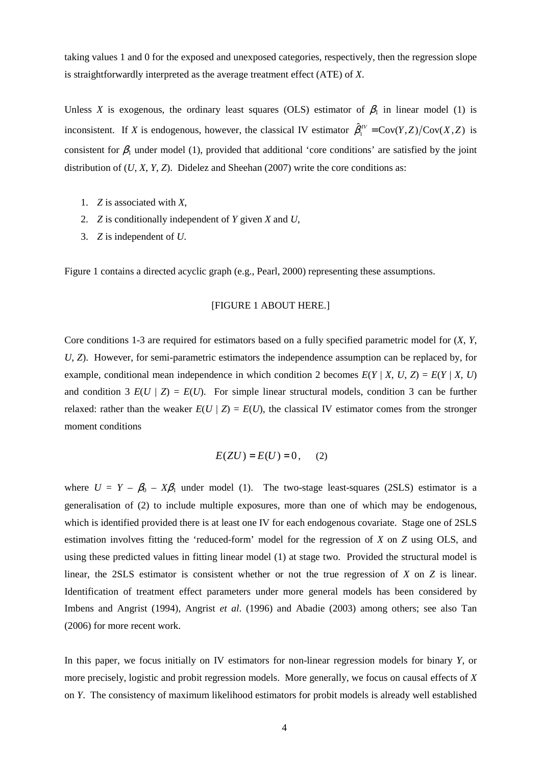taking values 1 and 0 for the exposed and unexposed categories, respectively, then the regression slope is straightforwardly interpreted as the average treatment effect (ATE) of *X*.

Unless *X* is exogenous, the ordinary least squares (OLS) estimator of $\beta_1$ in linear model (1) is inconsistent. If *X* is endogenous, however, the classical IV estimator $\hat{\beta}_1^{IV} = \text{Cov}(Y,Z)/\text{Cov}(X,Z)$ is consistent for $\beta_1$ under model (1), provided that additional 'core conditions' are satisfied by the joint distribution of (*U*, *X*, *Y*, *Z*). Didelez and Sheehan (2007) write the core conditions as:

1. *Z* is associated with *X*,
2. *Z* is conditionally independent of *Y* given *X* and *U*,
3. *Z* is independent of *U*.

Figure 1 contains a directed acyclic graph (e.g., Pearl, 2000) representing these assumptions.

[FIGURE 1 ABOUT HERE.]

Core conditions 1-3 are required for estimators based on a fully specified parametric model for (*X*, *Y*, *U*, *Z*). However, for semi-parametric estimators the independence assumption can be replaced by, for example, conditional mean independence in which condition 2 becomes $E(Y \mid X, U, Z) = E(Y \mid X, U)$ and condition 3 $E(U \mid Z) = E(U)$. For simple linear structural models, condition 3 can be further relaxed: rather than the weaker $E(U \mid Z) = E(U)$, the classical IV estimator comes from the stronger moment conditions

$$E(ZU) = E(U) = 0, \qquad (2)$$

where $U = Y - \beta_0 - X\beta_1$ under model (1). The two-stage least-squares (2SLS) estimator is a generalisation of (2) to include multiple exposures, more than one of which may be endogenous, which is identified provided there is at least one IV for each endogenous covariate. Stage one of 2SLS estimation involves fitting the 'reduced-form' model for the regression of *X* on *Z* using OLS, and using these predicted values in fitting linear model (1) at stage two. Provided the structural model is linear, the 2SLS estimator is consistent whether or not the true regression of *X* on *Z* is linear. Identification of treatment effect parameters under more general models has been considered by Imbens and Angrist (1994), Angrist *et al*. (1996) and Abadie (2003) among others; see also Tan (2006) for more recent work.

In this paper, we focus initially on IV estimators for non-linear regression models for binary *Y*, or more precisely, logistic and probit regression models. More generally, we focus on causal effects of *X* on *Y*. The consistency of maximum likelihood estimators for probit models is already well established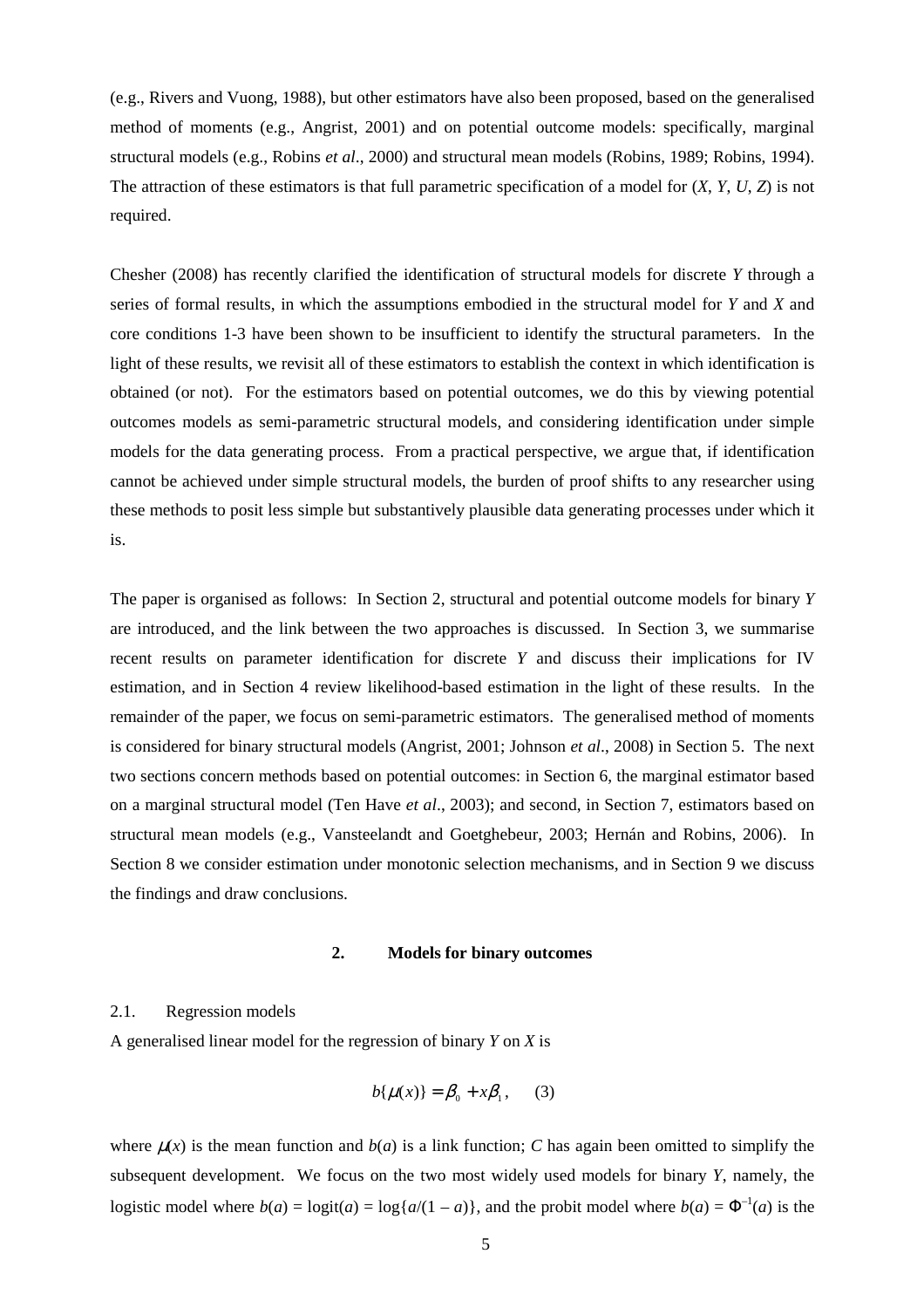(e.g., Rivers and Vuong, 1988), but other estimators have also been proposed, based on the generalised method of moments (e.g., Angrist, 2001) and on potential outcome models: specifically, marginal structural models (e.g., Robins *et al*., 2000) and structural mean models (Robins, 1989; Robins, 1994). The attraction of these estimators is that full parametric specification of a model for ($X$, $Y$, $U$, $Z$) is not required.

Chesher (2008) has recently clarified the identification of structural models for discrete $Y$ through a series of formal results, in which the assumptions embodied in the structural model for $Y$ and $X$ and core conditions 1-3 have been shown to be insufficient to identify the structural parameters. In the light of these results, we revisit all of these estimators to establish the context in which identification is obtained (or not). For the estimators based on potential outcomes, we do this by viewing potential outcomes models as semi-parametric structural models, and considering identification under simple models for the data generating process. From a practical perspective, we argue that, if identification cannot be achieved under simple structural models, the burden of proof shifts to any researcher using these methods to posit less simple but substantively plausible data generating processes under which it is.

The paper is organised as follows: In Section 2, structural and potential outcome models for binary $Y$ are introduced, and the link between the two approaches is discussed. In Section 3, we summarise recent results on parameter identification for discrete $Y$ and discuss their implications for IV estimation, and in Section 4 review likelihood-based estimation in the light of these results. In the remainder of the paper, we focus on semi-parametric estimators. The generalised method of moments is considered for binary structural models (Angrist, 2001; Johnson *et al*., 2008) in Section 5. The next two sections concern methods based on potential outcomes: in Section 6, the marginal estimator based on a marginal structural model (Ten Have *et al*., 2003); and second, in Section 7, estimators based on structural mean models (e.g., Vansteelandt and Goetghebeur, 2003; Hernán and Robins, 2006). In Section 8 we consider estimation under monotonic selection mechanisms, and in Section 9 we discuss the findings and draw conclusions.

## 2. Models for binary outcomes

### 2.1. Regression models

A generalised linear model for the regression of binary $Y$ on $X$ is

$$b\{\mu(x)\} = \beta_0 + x\beta_1, \qquad (3)$$

where $\mu(x)$ is the mean function and $b(a)$ is a link function; $C$ has again been omitted to simplify the subsequent development. We focus on the two most widely used models for binary $Y$, namely, the logistic model where $b(a) = \text{logit}(a) = \log\{a/(1-a)\}$, and the probit model where $b(a) = \Phi^{-1}(a)$ is the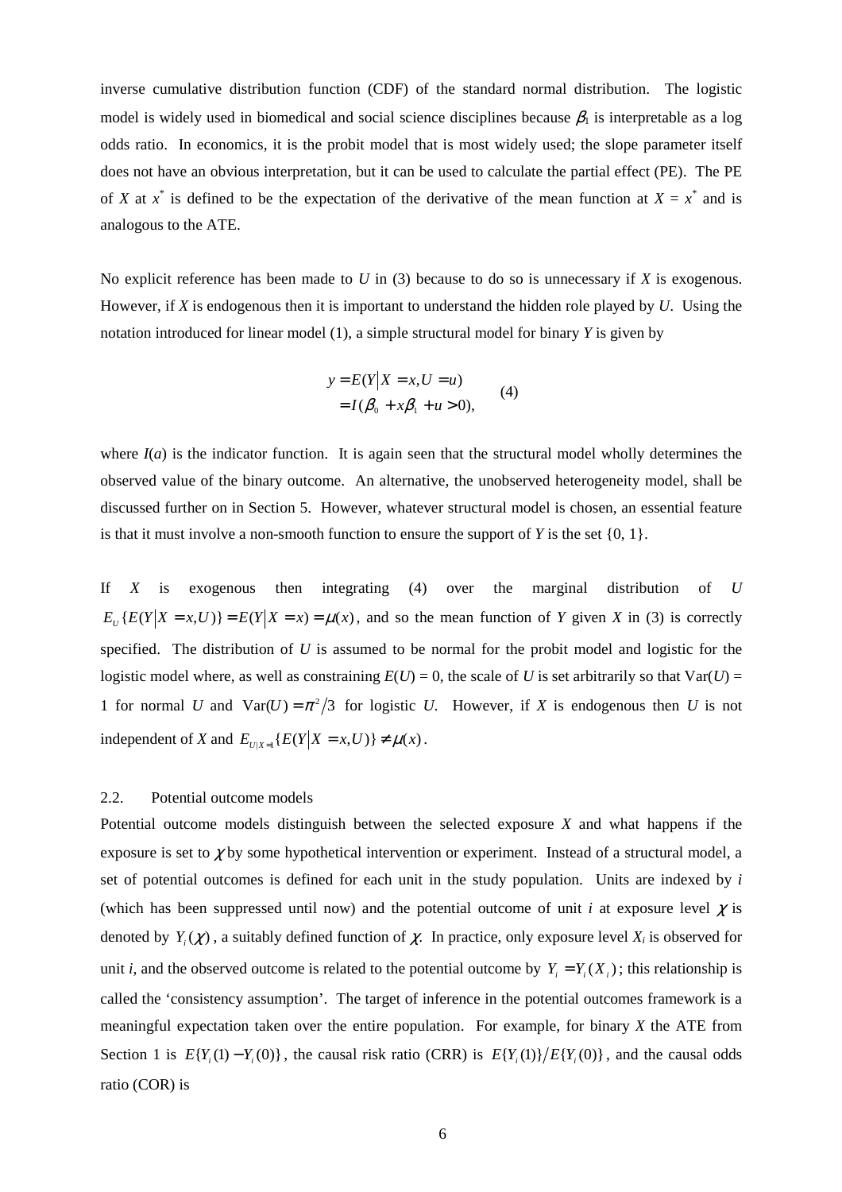inverse cumulative distribution function (CDF) of the standard normal distribution. The logistic model is widely used in biomedical and social science disciplines because $\beta_1$ is interpretable as a log odds ratio. In economics, it is the probit model that is most widely used; the slope parameter itself does not have an obvious interpretation, but it can be used to calculate the partial effect (PE). The PE of $X$ at $x^*$ is defined to be the expectation of the derivative of the mean function at $X = x^*$ and is analogous to the ATE.

No explicit reference has been made to $U$ in (3) because to do so is unnecessary if $X$ is exogenous. However, if $X$ is endogenous then it is important to understand the hidden role played by $U$. Using the notation introduced for linear model (1), a simple structural model for binary $Y$ is given by

$$
\begin{aligned}
y &= E(Y \mid X = x, U = u) \\
&= I(\beta_0 + x\beta_1 + u > 0),
\end{aligned} \qquad (4)
$$

where $I(a)$ is the indicator function. It is again seen that the structural model wholly determines the observed value of the binary outcome. An alternative, the unobserved heterogeneity model, shall be discussed further on in Section 5. However, whatever structural model is chosen, an essential feature is that it must involve a non-smooth function to ensure the support of $Y$ is the set {0, 1}.

If $X$ is exogenous then integrating (4) over the marginal distribution of $U$ $E_U\{E(Y \mid X = x, U)\} = E(Y \mid X = x) = \mu(x)$, and so the mean function of $Y$ given $X$ in (3) is correctly specified. The distribution of $U$ is assumed to be normal for the probit model and logistic for the logistic model where, as well as constraining $E(U) = 0$, the scale of $U$ is set arbitrarily so that $\text{Var}(U) = 1$ for normal $U$ and $\text{Var}(U) = \pi^2/3$ for logistic $U$. However, if $X$ is endogenous then $U$ is not independent of $X$ and $E_{U|X=x}\{E(Y \mid X = x, U)\} \neq \mu(x)$.

### 2.2. Potential outcome models

Potential outcome models distinguish between the selected exposure $X$ and what happens if the exposure is set to $\chi$ by some hypothetical intervention or experiment. Instead of a structural model, a set of potential outcomes is defined for each unit in the study population. Units are indexed by $i$ (which has been suppressed until now) and the potential outcome of unit $i$ at exposure level $\chi$ is denoted by $Y_i(\chi)$, a suitably defined function of $\chi$. In practice, only exposure level $X_i$ is observed for unit $i$, and the observed outcome is related to the potential outcome by $Y_i = Y_i(X_i)$; this relationship is called the 'consistency assumption'. The target of inference in the potential outcomes framework is a meaningful expectation taken over the entire population. For example, for binary $X$ the ATE from Section 1 is $E\{Y_i(1) - Y_i(0)\}$, the causal risk ratio (CRR) is $E\{Y_i(1)\}/E\{Y_i(0)\}$, and the causal odds ratio (COR) is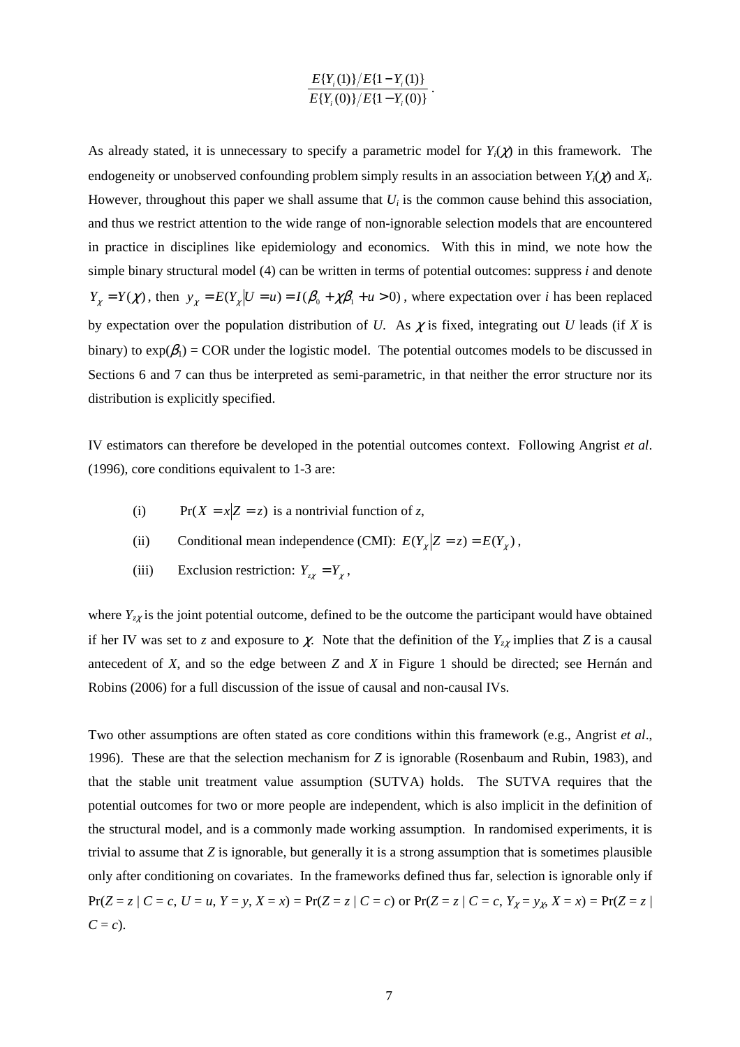$$\frac{E\{Y_i(1)\}/E\{1-Y_i(1)\}}{E\{Y_i(0)\}/E\{1-Y_i(0)\}}.$$

As already stated, it is unnecessary to specify a parametric model for $Y_i(\chi)$ in this framework. The endogeneity or unobserved confounding problem simply results in an association between $Y_i(\chi)$ and $X_i$. However, throughout this paper we shall assume that $U_i$ is the common cause behind this association, and thus we restrict attention to the wide range of non-ignorable selection models that are encountered in practice in disciplines like epidemiology and economics. With this in mind, we note how the simple binary structural model (4) can be written in terms of potential outcomes: suppress *i* and denote $Y_\chi = Y(\chi)$, then $y_\chi = E(Y_\chi | U = u) = I(\beta_0 + \chi\beta_1 + u > 0)$, where expectation over *i* has been replaced by expectation over the population distribution of *U*. As $\chi$ is fixed, integrating out *U* leads (if *X* is binary) to $\exp(\beta_1)$ = COR under the logistic model. The potential outcomes models to be discussed in Sections 6 and 7 can thus be interpreted as semi-parametric, in that neither the error structure nor its distribution is explicitly specified.

IV estimators can therefore be developed in the potential outcomes context. Following Angrist *et al*. (1996), core conditions equivalent to 1-3 are:

(i) $\Pr(X = x | Z = z)$ is a nontrivial function of *z*,

(ii) Conditional mean independence (CMI): $E(Y_\chi | Z = z) = E(Y_\chi)$,

(iii) Exclusion restriction: $Y_{z\chi} = Y_\chi$,

where $Y_{z\chi}$ is the joint potential outcome, defined to be the outcome the participant would have obtained if her IV was set to *z* and exposure to $\chi$. Note that the definition of the $Y_{z\chi}$ implies that *Z* is a causal antecedent of *X*, and so the edge between *Z* and *X* in Figure 1 should be directed; see Hernán and Robins (2006) for a full discussion of the issue of causal and non-causal IVs.

Two other assumptions are often stated as core conditions within this framework (e.g., Angrist *et al*., 1996). These are that the selection mechanism for *Z* is ignorable (Rosenbaum and Rubin, 1983), and that the stable unit treatment value assumption (SUTVA) holds. The SUTVA requires that the potential outcomes for two or more people are independent, which is also implicit in the definition of the structural model, and is a commonly made working assumption. In randomised experiments, it is trivial to assume that *Z* is ignorable, but generally it is a strong assumption that is sometimes plausible only after conditioning on covariates. In the frameworks defined thus far, selection is ignorable only if $\Pr(Z = z \mid C = c, U = u, Y = y, X = x) = \Pr(Z = z \mid C = c)$ or $\Pr(Z = z \mid C = c, Y_\chi = y_\chi, X = x) = \Pr(Z = z \mid C = c)$.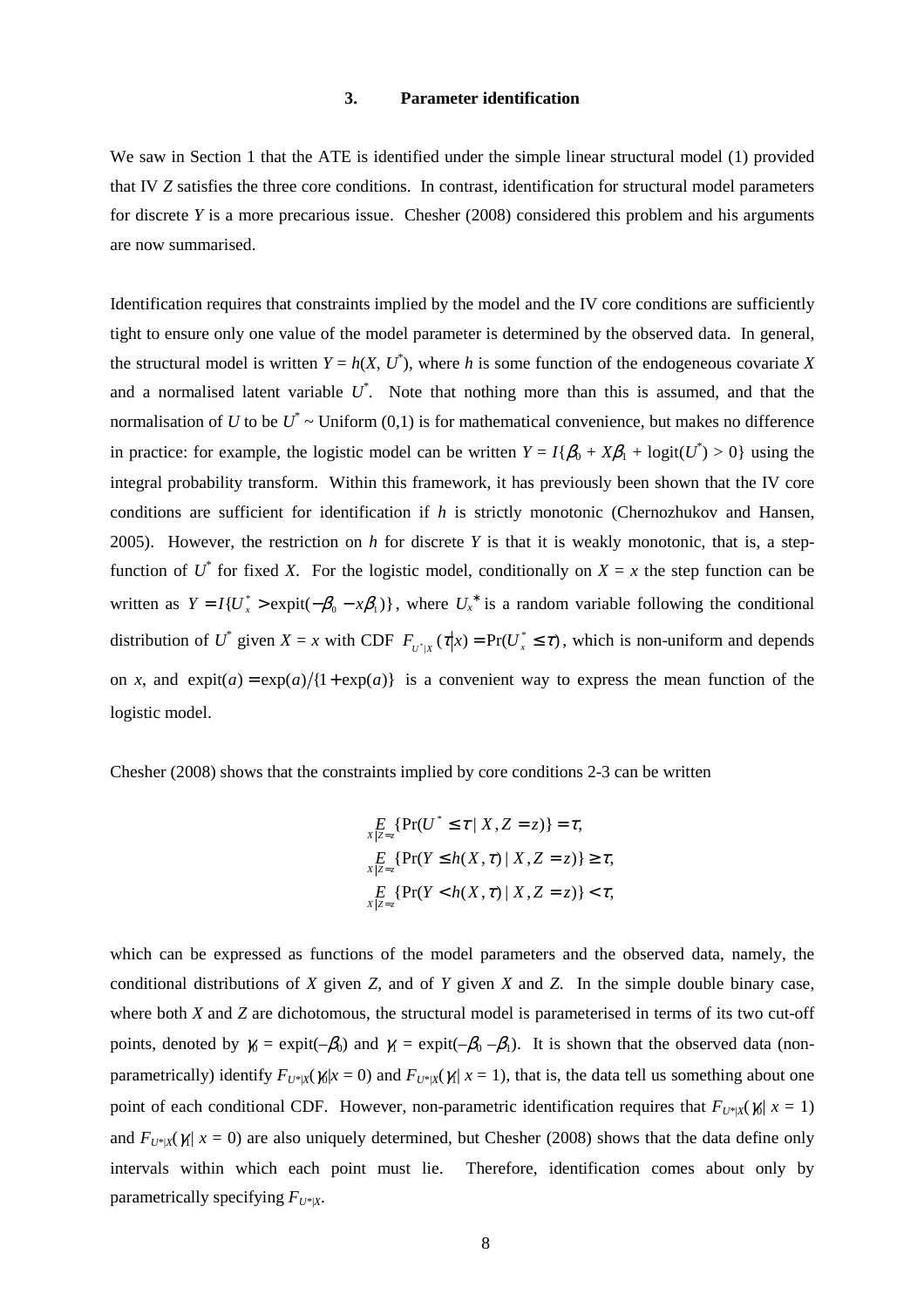### 3. Parameter identification

We saw in Section 1 that the ATE is identified under the simple linear structural model (1) provided that IV $Z$ satisfies the three core conditions. In contrast, identification for structural model parameters for discrete $Y$ is a more precarious issue. Chesher (2008) considered this problem and his arguments are now summarised.

Identification requires that constraints implied by the model and the IV core conditions are sufficiently tight to ensure only one value of the model parameter is determined by the observed data. In general, the structural model is written $Y = h(X, U^*)$, where $h$ is some function of the endogeneous covariate $X$ and a normalised latent variable $U^*$. Note that nothing more than this is assumed, and that the normalisation of $U$ to be $U^* \sim$ Uniform (0,1) is for mathematical convenience, but makes no difference in practice: for example, the logistic model can be written $Y = I\{\beta_0 + X\beta_1 + \text{logit}(U^*) > 0\}$ using the integral probability transform. Within this framework, it has previously been shown that the IV core conditions are sufficient for identification if $h$ is strictly monotonic (Chernozhukov and Hansen, 2005). However, the restriction on $h$ for discrete $Y$ is that it is weakly monotonic, that is, a step-function of $U^*$ for fixed $X$. For the logistic model, conditionally on $X = x$ the step function can be written as $Y = I\{U_x^* > \text{expit}(-\beta_0 - x\beta_1)\}$, where $U_x^*$ is a random variable following the conditional distribution of $U^*$ given $X = x$ with CDF $F_{U^*|X}(\tau|x) = \Pr(U_x^* \leq \tau)$, which is non-uniform and depends on $x$, and $\text{expit}(a) = \exp(a)/\{1+\exp(a)\}$ is a convenient way to express the mean function of the logistic model.

Chesher (2008) shows that the constraints implied by core conditions 2-3 can be written

$$
\begin{aligned}
&\underset{X|Z=z}{E}\{\Pr(U^* \leq \tau \mid X, Z = z)\} = \tau, \\
&\underset{X|Z=z}{E}\{\Pr(Y \leq h(X,\tau) \mid X, Z = z)\} \geq \tau, \\
&\underset{X|Z=z}{E}\{\Pr(Y < h(X,\tau) \mid X, Z = z)\} < \tau,
\end{aligned}
$$

which can be expressed as functions of the model parameters and the observed data, namely, the conditional distributions of $X$ given $Z$, and of $Y$ given $X$ and $Z$. In the simple double binary case, where both $X$ and $Z$ are dichotomous, the structural model is parameterised in terms of its two cut-off points, denoted by $\gamma_0 = \text{expit}(-\beta_0)$ and $\gamma_1 = \text{expit}(-\beta_0 - \beta_1)$. It is shown that the observed data (non-parametrically) identify $F_{U^*|X}(\gamma_0|x = 0)$ and $F_{U^*|X}(\gamma_1|\, x = 1)$, that is, the data tell us something about one point of each conditional CDF. However, non-parametric identification requires that $F_{U^*|X}(\gamma_0|\, x = 1)$ and $F_{U^*|X}(\gamma_1|\, x = 0)$ are also uniquely determined, but Chesher (2008) shows that the data define only intervals within which each point must lie. Therefore, identification comes about only by parametrically specifying $F_{U^*|X}$.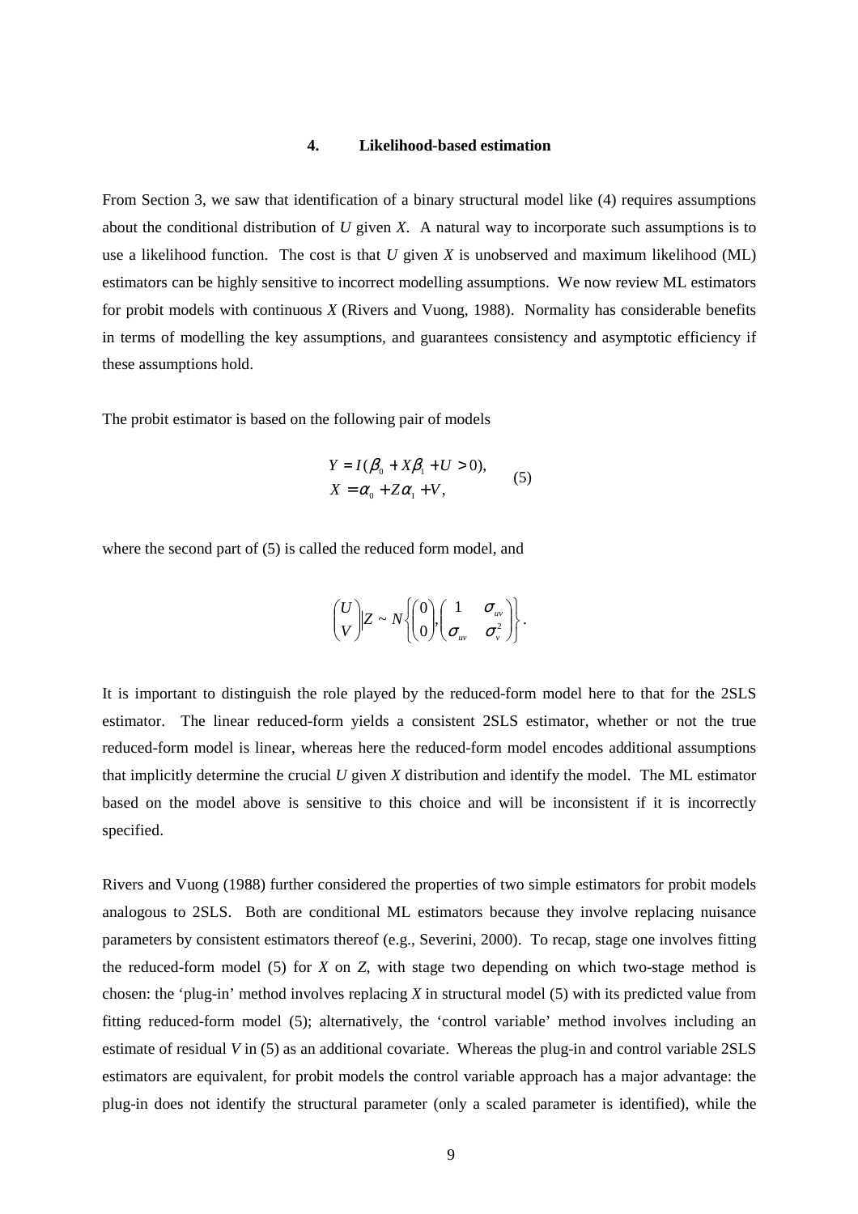## 4. Likelihood-based estimation

From Section 3, we saw that identification of a binary structural model like (4) requires assumptions about the conditional distribution of $U$ given $X$. A natural way to incorporate such assumptions is to use a likelihood function. The cost is that $U$ given $X$ is unobserved and maximum likelihood (ML) estimators can be highly sensitive to incorrect modelling assumptions. We now review ML estimators for probit models with continuous $X$ (Rivers and Vuong, 1988). Normality has considerable benefits in terms of modelling the key assumptions, and guarantees consistency and asymptotic efficiency if these assumptions hold.

The probit estimator is based on the following pair of models

$$
\begin{aligned}
Y &= I(\beta_0 + X\beta_1 + U > 0), \\
X &= \alpha_0 + Z\alpha_1 + V,
\end{aligned}
\qquad (5)
$$

where the second part of (5) is called the reduced form model, and

$$
\begin{pmatrix} U \\ V \end{pmatrix} \Big| Z \sim N\left\{ \begin{pmatrix} 0 \\ 0 \end{pmatrix}, \begin{pmatrix} 1 & \sigma_{uv} \\ \sigma_{uv} & \sigma_v^2 \end{pmatrix} \right\}.
$$

It is important to distinguish the role played by the reduced-form model here to that for the 2SLS estimator. The linear reduced-form yields a consistent 2SLS estimator, whether or not the true reduced-form model is linear, whereas here the reduced-form model encodes additional assumptions that implicitly determine the crucial $U$ given $X$ distribution and identify the model. The ML estimator based on the model above is sensitive to this choice and will be inconsistent if it is incorrectly specified.

Rivers and Vuong (1988) further considered the properties of two simple estimators for probit models analogous to 2SLS. Both are conditional ML estimators because they involve replacing nuisance parameters by consistent estimators thereof (e.g., Severini, 2000). To recap, stage one involves fitting the reduced-form model (5) for $X$ on $Z$, with stage two depending on which two-stage method is chosen: the 'plug-in' method involves replacing $X$ in structural model (5) with its predicted value from fitting reduced-form model (5); alternatively, the 'control variable' method involves including an estimate of residual $V$ in (5) as an additional covariate. Whereas the plug-in and control variable 2SLS estimators are equivalent, for probit models the control variable approach has a major advantage: the plug-in does not identify the structural parameter (only a scaled parameter is identified), while the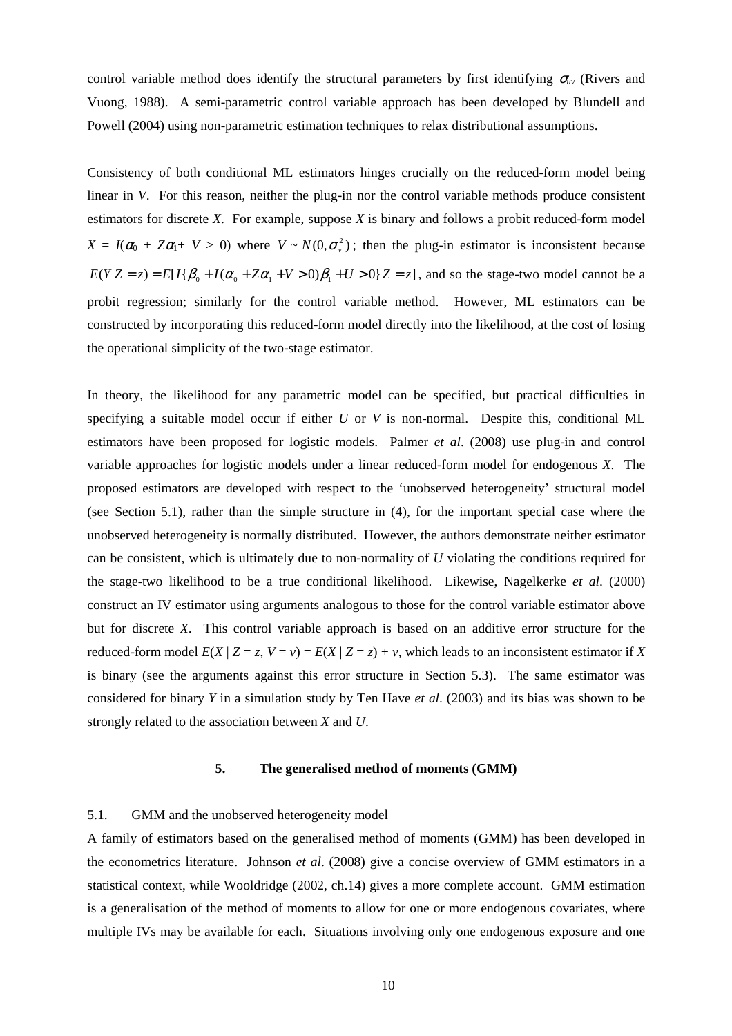control variable method does identify the structural parameters by first identifying $\sigma_{uv}$ (Rivers and Vuong, 1988). A semi-parametric control variable approach has been developed by Blundell and Powell (2004) using non-parametric estimation techniques to relax distributional assumptions.

Consistency of both conditional ML estimators hinges crucially on the reduced-form model being linear in *V*. For this reason, neither the plug-in nor the control variable methods produce consistent estimators for discrete *X*. For example, suppose *X* is binary and follows a probit reduced-form model $X = I(\alpha_0 + Z\alpha_1 + V > 0)$ where $V \sim N(0, \sigma_v^2)$; then the plug-in estimator is inconsistent because $E(Y|Z = z) = E[I\{\beta_0 + I(\alpha_0 + Z\alpha_1 + V > 0)\beta_1 + U > 0\}|Z = z]$, and so the stage-two model cannot be a probit regression; similarly for the control variable method. However, ML estimators can be constructed by incorporating this reduced-form model directly into the likelihood, at the cost of losing the operational simplicity of the two-stage estimator.

In theory, the likelihood for any parametric model can be specified, but practical difficulties in specifying a suitable model occur if either *U* or *V* is non-normal. Despite this, conditional ML estimators have been proposed for logistic models. Palmer *et al*. (2008) use plug-in and control variable approaches for logistic models under a linear reduced-form model for endogenous *X*. The proposed estimators are developed with respect to the 'unobserved heterogeneity' structural model (see Section 5.1), rather than the simple structure in (4), for the important special case where the unobserved heterogeneity is normally distributed. However, the authors demonstrate neither estimator can be consistent, which is ultimately due to non-normality of *U* violating the conditions required for the stage-two likelihood to be a true conditional likelihood. Likewise, Nagelkerke *et al*. (2000) construct an IV estimator using arguments analogous to those for the control variable estimator above but for discrete *X*. This control variable approach is based on an additive error structure for the reduced-form model $E(X \mid Z = z, V = v) = E(X \mid Z = z) + v$, which leads to an inconsistent estimator if *X* is binary (see the arguments against this error structure in Section 5.3). The same estimator was considered for binary *Y* in a simulation study by Ten Have *et al*. (2003) and its bias was shown to be strongly related to the association between *X* and *U*.

## 5. The generalised method of moments (GMM)

### 5.1. GMM and the unobserved heterogeneity model

A family of estimators based on the generalised method of moments (GMM) has been developed in the econometrics literature. Johnson *et al*. (2008) give a concise overview of GMM estimators in a statistical context, while Wooldridge (2002, ch.14) gives a more complete account. GMM estimation is a generalisation of the method of moments to allow for one or more endogenous covariates, where multiple IVs may be available for each. Situations involving only one endogenous exposure and one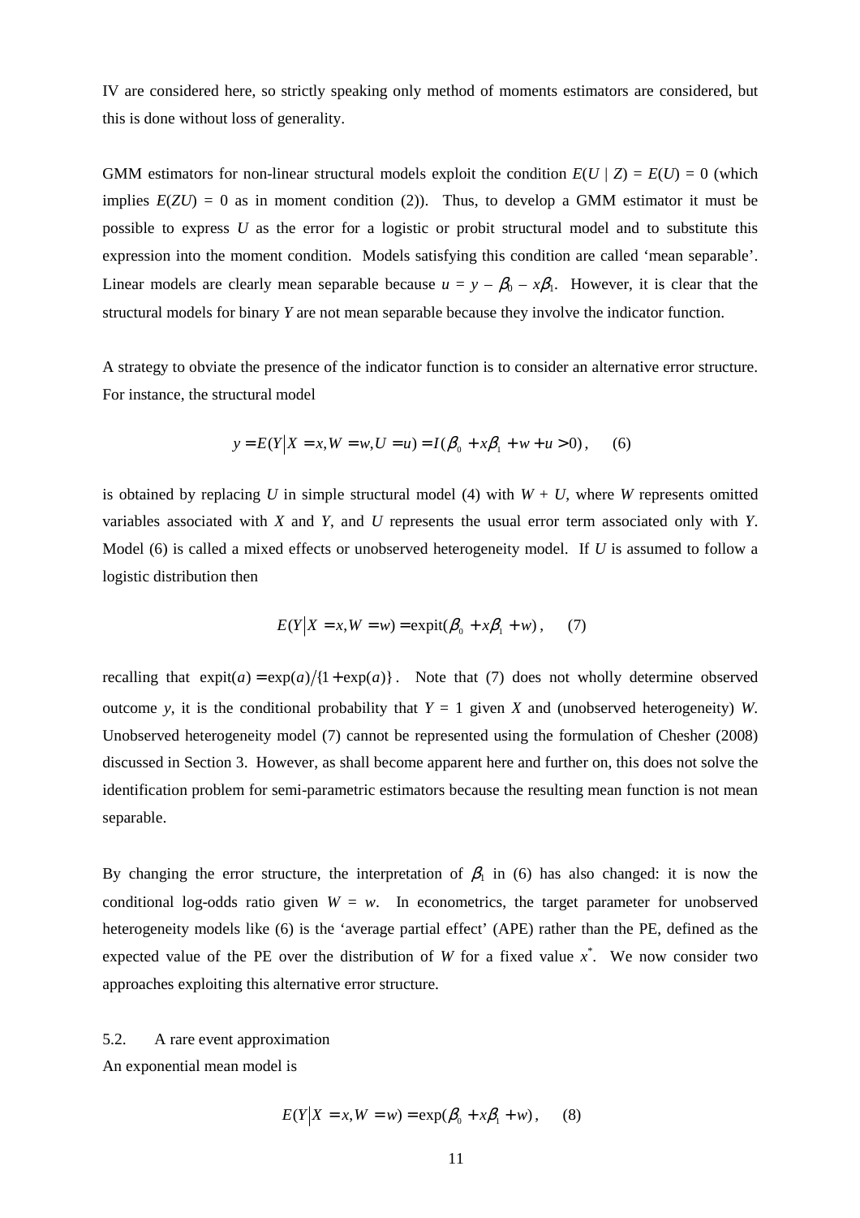IV are considered here, so strictly speaking only method of moments estimators are considered, but this is done without loss of generality.

GMM estimators for non-linear structural models exploit the condition $E(U \mid Z) = E(U) = 0$ (which implies $E(ZU) = 0$ as in moment condition (2)). Thus, to develop a GMM estimator it must be possible to express $U$ as the error for a logistic or probit structural model and to substitute this expression into the moment condition. Models satisfying this condition are called 'mean separable'. Linear models are clearly mean separable because $u = y - \beta_0 - x\beta_1$. However, it is clear that the structural models for binary $Y$ are not mean separable because they involve the indicator function.

A strategy to obviate the presence of the indicator function is to consider an alternative error structure. For instance, the structural model

$$y = E(Y \mid X = x, W = w, U = u) = I(\beta_0 + x\beta_1 + w + u > 0), \quad (6)$$

is obtained by replacing $U$ in simple structural model (4) with $W + U$, where $W$ represents omitted variables associated with $X$ and $Y$, and $U$ represents the usual error term associated only with $Y$. Model (6) is called a mixed effects or unobserved heterogeneity model. If $U$ is assumed to follow a logistic distribution then

$$E(Y \mid X = x, W = w) = \text{expit}(\beta_0 + x\beta_1 + w), \quad (7)$$

recalling that $\text{expit}(a) = \exp(a)/\{1 + \exp(a)\}$. Note that (7) does not wholly determine observed outcome $y$, it is the conditional probability that $Y = 1$ given $X$ and (unobserved heterogeneity) $W$. Unobserved heterogeneity model (7) cannot be represented using the formulation of Chesher (2008) discussed in Section 3. However, as shall become apparent here and further on, this does not solve the identification problem for semi-parametric estimators because the resulting mean function is not mean separable.

By changing the error structure, the interpretation of $\beta_1$ in (6) has also changed: it is now the conditional log-odds ratio given $W = w$. In econometrics, the target parameter for unobserved heterogeneity models like (6) is the 'average partial effect' (APE) rather than the PE, defined as the expected value of the PE over the distribution of $W$ for a fixed value $x^*$. We now consider two approaches exploiting this alternative error structure.

### 5.2. A rare event approximation

An exponential mean model is

$$E(Y \mid X = x, W = w) = \exp(\beta_0 + x\beta_1 + w), \quad (8)$$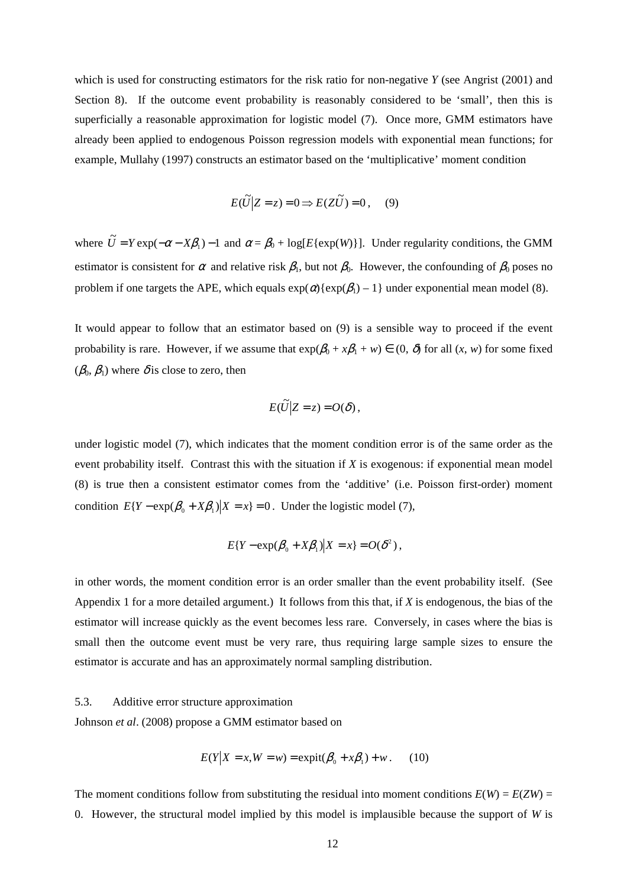which is used for constructing estimators for the risk ratio for non-negative $Y$ (see Angrist (2001) and Section 8). If the outcome event probability is reasonably considered to be 'small', then this is superficially a reasonable approximation for logistic model (7). Once more, GMM estimators have already been applied to endogenous Poisson regression models with exponential mean functions; for example, Mullahy (1997) constructs an estimator based on the 'multiplicative' moment condition

$$E(\tilde{U}|Z = z) = 0 \Rightarrow E(Z\tilde{U}) = 0, \quad (9)$$

where $\tilde{U} = Y\exp(-\alpha - X\beta_1) - 1$ and $\alpha = \beta_0 + \log[E\{\exp(W)\}]$. Under regularity conditions, the GMM estimator is consistent for $\alpha$ and relative risk $\beta_1$, but not $\beta_0$. However, the confounding of $\beta_0$ poses no problem if one targets the APE, which equals $\exp(\alpha)\{\exp(\beta_1) - 1\}$ under exponential mean model (8).

It would appear to follow that an estimator based on (9) is a sensible way to proceed if the event probability is rare. However, if we assume that $\exp(\beta_0 + x\beta_1 + w) \in (0, \delta)$ for all $(x, w)$ for some fixed $(\beta_0, \beta_1)$ where $\delta$ is close to zero, then

$$E(\tilde{U}|Z = z) = O(\delta),$$

under logistic model (7), which indicates that the moment condition error is of the same order as the event probability itself. Contrast this with the situation if $X$ is exogenous: if exponential mean model (8) is true then a consistent estimator comes from the 'additive' (i.e. Poisson first-order) moment condition $E\{Y - \exp(\beta_0 + X\beta_1)|X = x\} = 0$. Under the logistic model (7),

$$E\{Y - \exp(\beta_0 + X\beta_1)|X = x\} = O(\delta^2),$$

in other words, the moment condition error is an order smaller than the event probability itself. (See Appendix 1 for a more detailed argument.) It follows from this that, if $X$ is endogenous, the bias of the estimator will increase quickly as the event becomes less rare. Conversely, in cases where the bias is small then the outcome event must be very rare, thus requiring large sample sizes to ensure the estimator is accurate and has an approximately normal sampling distribution.

### 5.3. Additive error structure approximation

Johnson *et al*. (2008) propose a GMM estimator based on

$$E(Y|X = x, W = w) = \text{expit}(\beta_0 + x\beta_1) + w. \quad (10)$$

The moment conditions follow from substituting the residual into moment conditions $E(W) = E(ZW) = 0$. However, the structural model implied by this model is implausible because the support of $W$ is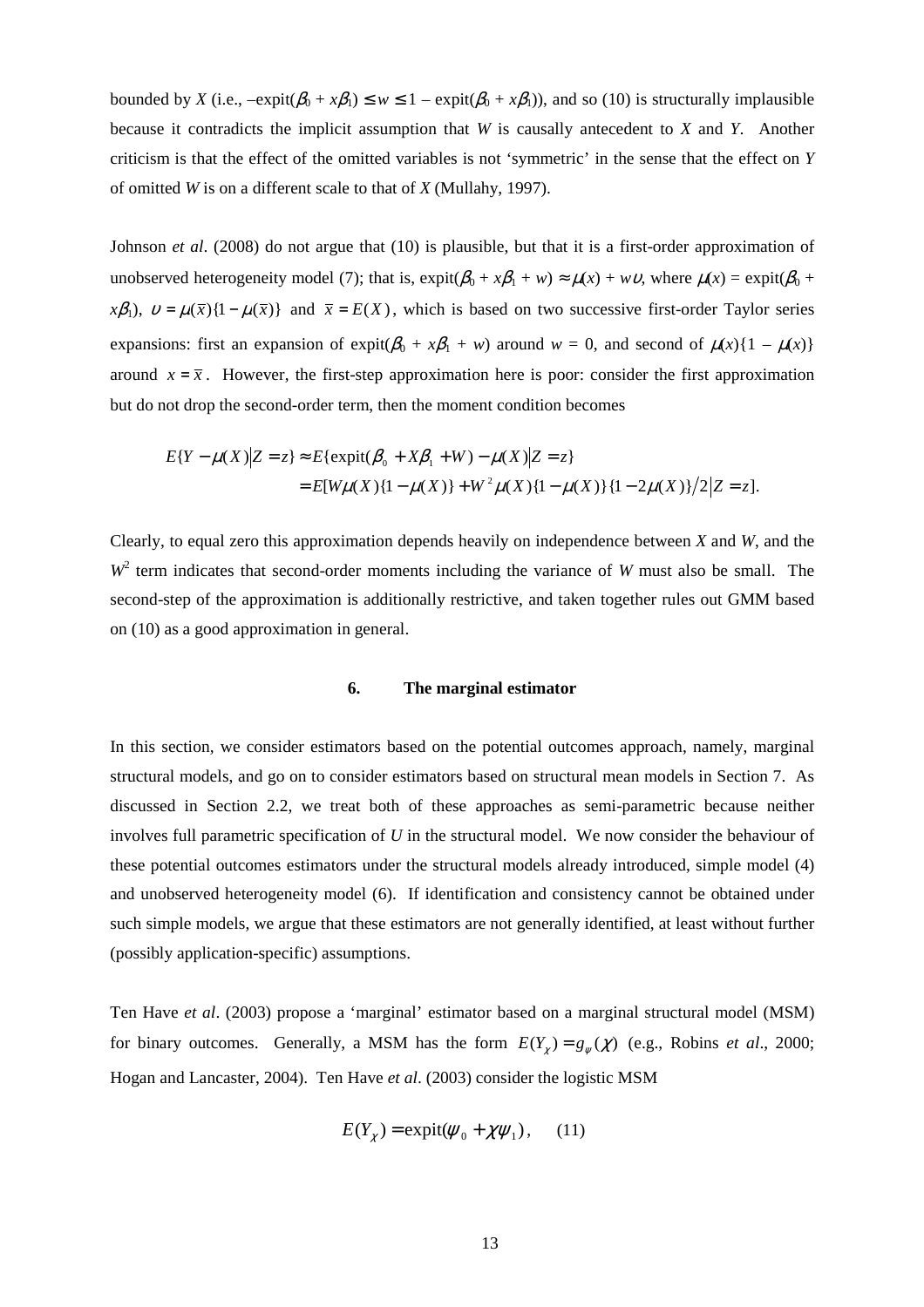bounded by $X$ (i.e., $-\text{expit}(\beta_0 + x\beta_1) \leq w \leq 1 - \text{expit}(\beta_0 + x\beta_1)$), and so (10) is structurally implausible because it contradicts the implicit assumption that $W$ is causally antecedent to $X$ and $Y$. Another criticism is that the effect of the omitted variables is not 'symmetric' in the sense that the effect on $Y$ of omitted $W$ is on a different scale to that of $X$ (Mullahy, 1997).

Johnson *et al*. (2008) do not argue that (10) is plausible, but that it is a first-order approximation of unobserved heterogeneity model (7); that is, $\text{expit}(\beta_0 + x\beta_1 + w) \approx \mu(x) + w\upsilon$, where $\mu(x) = \text{expit}(\beta_0 + x\beta_1)$, $\upsilon = \mu(\bar{x})\{1 - \mu(\bar{x})\}$ and $\bar{x} = E(X)$, which is based on two successive first-order Taylor series expansions: first an expansion of $\text{expit}(\beta_0 + x\beta_1 + w)$ around $w = 0$, and second of $\mu(x)\{1 - \mu(x)\}$ around $x = \bar{x}$. However, the first-step approximation here is poor: consider the first approximation but do not drop the second-order term, then the moment condition becomes

$$
\begin{aligned}
E\{Y - \mu(X) | Z = z\} &\approx E\{\text{expit}(\beta_0 + X\beta_1 + W) - \mu(X) | Z = z\} \\
&= E[W\mu(X)\{1 - \mu(X)\} + W^2\mu(X)\{1 - \mu(X)\}\{1 - 2\mu(X)\}/2 | Z = z].
\end{aligned}
$$

Clearly, to equal zero this approximation depends heavily on independence between $X$ and $W$, and the $W^2$ term indicates that second-order moments including the variance of $W$ must also be small. The second-step of the approximation is additionally restrictive, and taken together rules out GMM based on (10) as a good approximation in general.

## 6. The marginal estimator

In this section, we consider estimators based on the potential outcomes approach, namely, marginal structural models, and go on to consider estimators based on structural mean models in Section 7. As discussed in Section 2.2, we treat both of these approaches as semi-parametric because neither involves full parametric specification of $U$ in the structural model. We now consider the behaviour of these potential outcomes estimators under the structural models already introduced, simple model (4) and unobserved heterogeneity model (6). If identification and consistency cannot be obtained under such simple models, we argue that these estimators are not generally identified, at least without further (possibly application-specific) assumptions.

Ten Have *et al*. (2003) propose a 'marginal' estimator based on a marginal structural model (MSM) for binary outcomes. Generally, a MSM has the form $E(Y_\chi) = g_\psi(\chi)$ (e.g., Robins *et al*., 2000; Hogan and Lancaster, 2004). Ten Have *et al*. (2003) consider the logistic MSM

$$
E(Y_\chi) = \text{expit}(\psi_0 + \chi\psi_1), \quad (11)
$$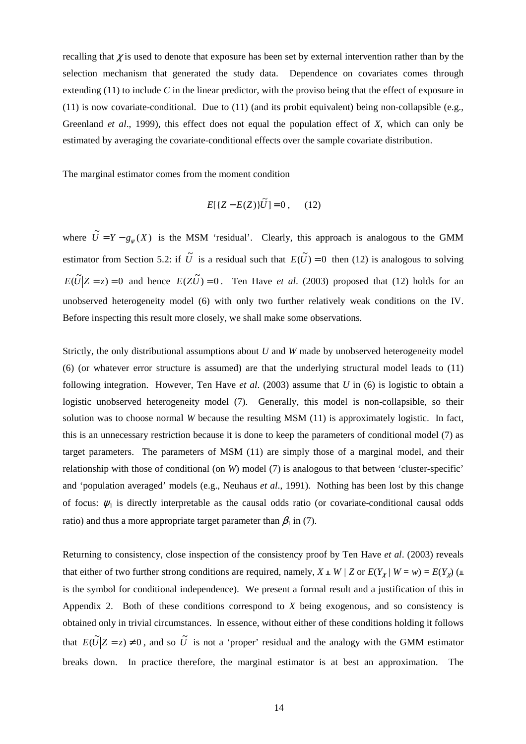recalling that $\chi$ is used to denote that exposure has been set by external intervention rather than by the selection mechanism that generated the study data. Dependence on covariates comes through extending (11) to include *C* in the linear predictor, with the proviso being that the effect of exposure in (11) is now covariate-conditional. Due to (11) (and its probit equivalent) being non-collapsible (e.g., Greenland *et al*., 1999), this effect does not equal the population effect of *X*, which can only be estimated by averaging the covariate-conditional effects over the sample covariate distribution.

The marginal estimator comes from the moment condition

$$E[\{Z - E(Z)\}\tilde{U}] = 0\,, \qquad (12)$$

where $\tilde{U} = Y - g_{\psi}(X)$ is the MSM 'residual'. Clearly, this approach is analogous to the GMM estimator from Section 5.2: if $\tilde{U}$ is a residual such that $E(\tilde{U}) = 0$ then (12) is analogous to solving $E(\tilde{U} | Z = z) = 0$ and hence $E(Z\tilde{U}) = 0$. Ten Have *et al*. (2003) proposed that (12) holds for an unobserved heterogeneity model (6) with only two further relatively weak conditions on the IV. Before inspecting this result more closely, we shall make some observations.

Strictly, the only distributional assumptions about *U* and *W* made by unobserved heterogeneity model (6) (or whatever error structure is assumed) are that the underlying structural model leads to (11) following integration. However, Ten Have *et al*. (2003) assume that *U* in (6) is logistic to obtain a logistic unobserved heterogeneity model (7). Generally, this model is non-collapsible, so their solution was to choose normal *W* because the resulting MSM (11) is approximately logistic. In fact, this is an unnecessary restriction because it is done to keep the parameters of conditional model (7) as target parameters. The parameters of MSM (11) are simply those of a marginal model, and their relationship with those of conditional (on *W*) model (7) is analogous to that between 'cluster-specific' and 'population averaged' models (e.g., Neuhaus *et al*., 1991). Nothing has been lost by this change of focus: $\psi_1$ is directly interpretable as the causal odds ratio (or covariate-conditional causal odds ratio) and thus a more appropriate target parameter than $\beta_1$ in (7).

Returning to consistency, close inspection of the consistency proof by Ten Have *et al*. (2003) reveals that either of two further strong conditions are required, namely, $X \perp\!\!\!\perp W \mid Z$ or $E(Y_{\chi} \mid W = w) = E(Y_{\chi})$ ($\perp\!\!\!\perp$ is the symbol for conditional independence). We present a formal result and a justification of this in Appendix 2. Both of these conditions correspond to *X* being exogenous, and so consistency is obtained only in trivial circumstances. In essence, without either of these conditions holding it follows that $E(\tilde{U} | Z = z) \neq 0$, and so $\tilde{U}$ is not a 'proper' residual and the analogy with the GMM estimator breaks down. In practice therefore, the marginal estimator is at best an approximation. The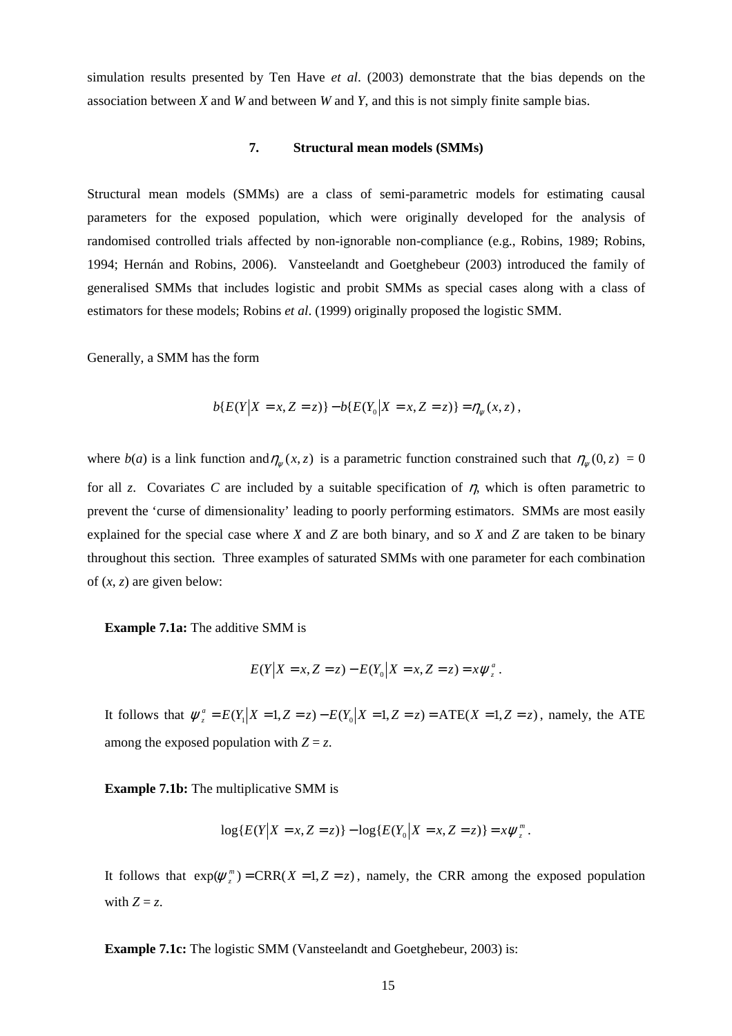simulation results presented by Ten Have *et al*. (2003) demonstrate that the bias depends on the association between $X$ and $W$ and between $W$ and $Y$, and this is not simply finite sample bias.

## 7. Structural mean models (SMMs)

Structural mean models (SMMs) are a class of semi-parametric models for estimating causal parameters for the exposed population, which were originally developed for the analysis of randomised controlled trials affected by non-ignorable non-compliance (e.g., Robins, 1989; Robins, 1994; Hernán and Robins, 2006). Vansteelandt and Goetghebeur (2003) introduced the family of generalised SMMs that includes logistic and probit SMMs as special cases along with a class of estimators for these models; Robins *et al*. (1999) originally proposed the logistic SMM.

Generally, a SMM has the form

$$b\{E(Y|X=x, Z=z)\} - b\{E(Y_0|X=x, Z=z)\} = \eta_\psi(x,z),$$

where $b(a)$ is a link function and $\eta_\psi(x,z)$ is a parametric function constrained such that $\eta_\psi(0,z) = 0$ for all $z$. Covariates $C$ are included by a suitable specification of $\eta$, which is often parametric to prevent the 'curse of dimensionality' leading to poorly performing estimators. SMMs are most easily explained for the special case where $X$ and $Z$ are both binary, and so $X$ and $Z$ are taken to be binary throughout this section. Three examples of saturated SMMs with one parameter for each combination of $(x, z)$ are given below:

**Example 7.1a:** The additive SMM is

$$E(Y|X=x, Z=z) - E(Y_0|X=x, Z=z) = x\psi_z^a.$$

It follows that $\psi_z^a = E(Y_1|X=1, Z=z) - E(Y_0|X=1, Z=z) = \text{ATE}(X=1, Z=z)$, namely, the ATE among the exposed population with $Z = z$.

**Example 7.1b:** The multiplicative SMM is

$$\log\{E(Y|X=x, Z=z)\} - \log\{E(Y_0|X=x, Z=z)\} = x\psi_z^m.$$

It follows that $\exp(\psi_z^m) = \text{CRR}(X=1, Z=z)$, namely, the CRR among the exposed population with $Z = z$.

**Example 7.1c:** The logistic SMM (Vansteelandt and Goetghebeur, 2003) is: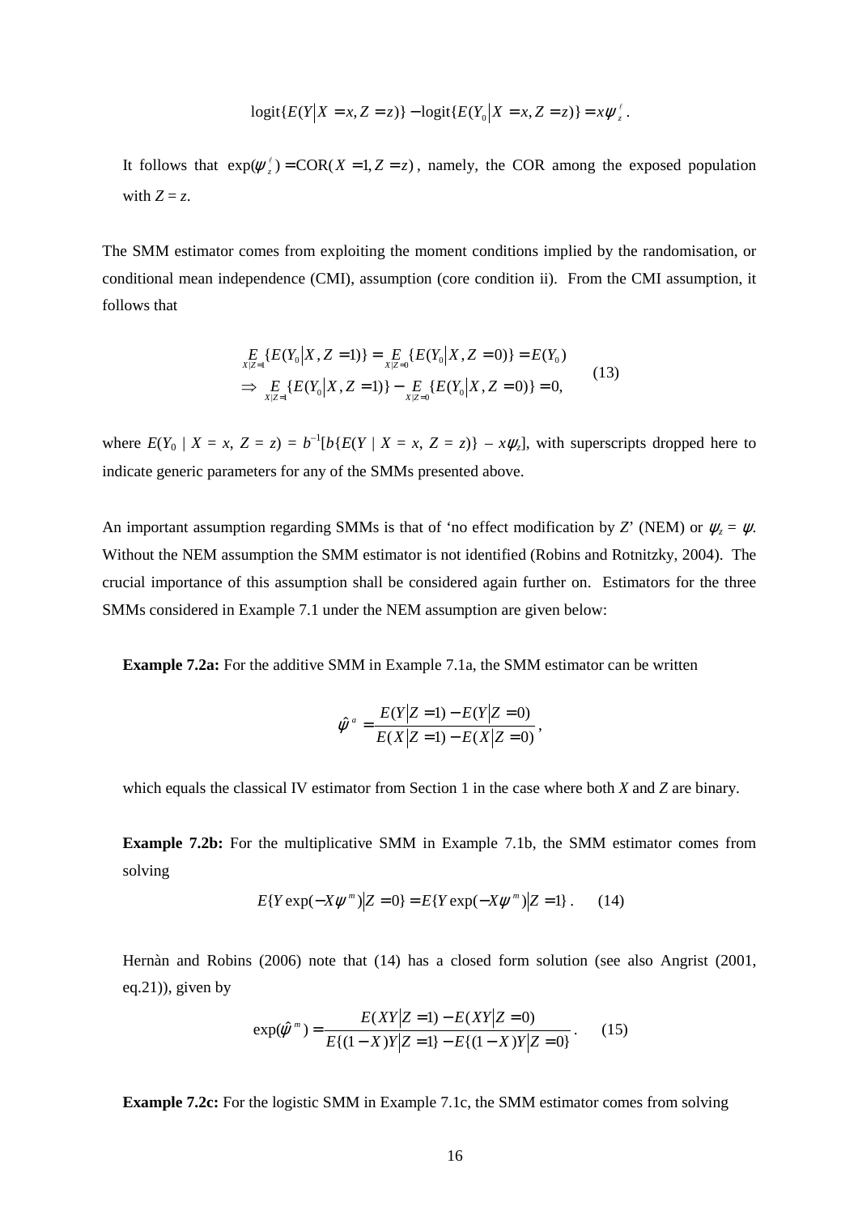$$\text{logit}\{E(Y|X=x,Z=z)\}-\text{logit}\{E(Y_0|X=x,Z=z)\}=x\psi_z^{\ell}.$$

It follows that $\exp(\psi_z^{\ell})=\text{COR}(X=1,Z=z)$, namely, the COR among the exposed population with $Z = z$.

The SMM estimator comes from exploiting the moment conditions implied by the randomisation, or conditional mean independence (CMI), assumption (core condition ii). From the CMI assumption, it follows that

$$\begin{aligned}
&\underset{X|Z=1}{E}\{E(Y_0|X,Z=1)\}=\underset{X|Z=0}{E}\{E(Y_0|X,Z=0)\}=E(Y_0)\\
&\Rightarrow \underset{X|Z=1}{E}\{E(Y_0|X,Z=1)\}-\underset{X|Z=0}{E}\{E(Y_0|X,Z=0)\}=0,
\end{aligned} \qquad (13)$$

where $E(Y_0 \mid X = x, Z = z) = b^{-1}[b\{E(Y \mid X = x, Z = z)\} - x\psi_z]$, with superscripts dropped here to indicate generic parameters for any of the SMMs presented above.

An important assumption regarding SMMs is that of 'no effect modification by $Z$' (NEM) or $\psi_z = \psi$. Without the NEM assumption the SMM estimator is not identified (Robins and Rotnitzky, 2004). The crucial importance of this assumption shall be considered again further on. Estimators for the three SMMs considered in Example 7.1 under the NEM assumption are given below:

**Example 7.2a:** For the additive SMM in Example 7.1a, the SMM estimator can be written

$$\hat{\psi}^a=\frac{E(Y|Z=1)-E(Y|Z=0)}{E(X|Z=1)-E(X|Z=0)},$$

which equals the classical IV estimator from Section 1 in the case where both $X$ and $Z$ are binary.

**Example 7.2b:** For the multiplicative SMM in Example 7.1b, the SMM estimator comes from solving

$$E\{Y\exp(-X\psi^m)|Z=0\}=E\{Y\exp(-X\psi^m)|Z=1\}. \qquad (14)$$

Hernàn and Robins (2006) note that (14) has a closed form solution (see also Angrist (2001, eq.21)), given by

$$\exp(\hat{\psi}^m)=\frac{E(XY|Z=1)-E(XY|Z=0)}{E\{(1-X)Y|Z=1\}-E\{(1-X)Y|Z=0\}}. \qquad (15)$$

**Example 7.2c:** For the logistic SMM in Example 7.1c, the SMM estimator comes from solving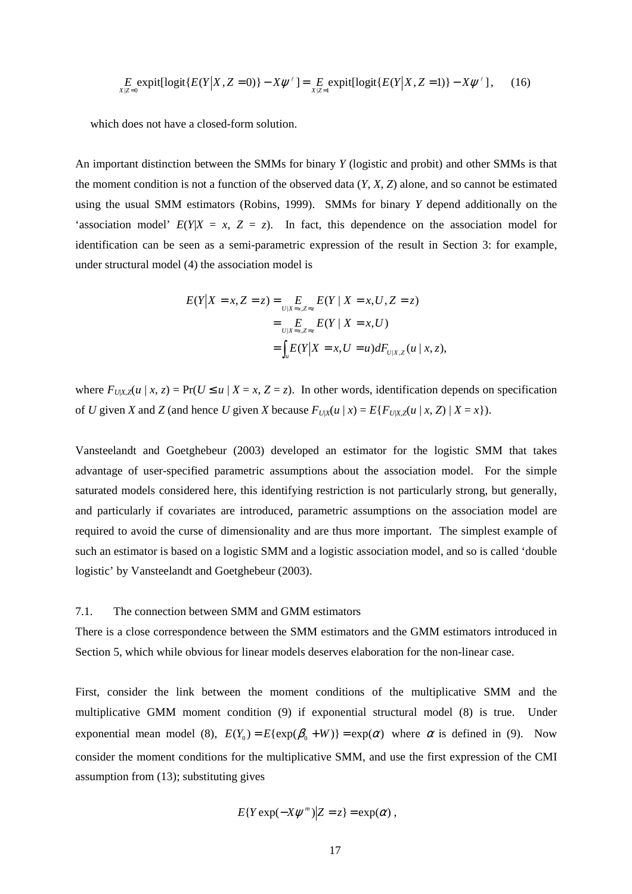$$\underset{X|Z=0}{E}\,\text{expit}[\text{logit}\{E(Y|X,Z=0)\} - X\psi^{\ell}] = \underset{X|Z=1}{E}\,\text{expit}[\text{logit}\{E(Y|X,Z=1)\} - X\psi^{\ell}], \qquad (16)$$

which does not have a closed-form solution.

An important distinction between the SMMs for binary *Y* (logistic and probit) and other SMMs is that the moment condition is not a function of the observed data (*Y*, *X*, *Z*) alone, and so cannot be estimated using the usual SMM estimators (Robins, 1999). SMMs for binary *Y* depend additionally on the 'association model' $E(Y|X = x, Z = z)$. In fact, this dependence on the association model for identification can be seen as a semi-parametric expression of the result in Section 3: for example, under structural model (4) the association model is

$$\begin{aligned}
E(Y|X = x, Z = z) &= \underset{U|X=x,Z=z}{E} E(Y \mid X = x, U, Z = z) \\
&= \underset{U|X=x,Z=z}{E} E(Y \mid X = x, U) \\
&= \int_u E(Y|X = x, U = u)\, dF_{U|X,Z}(u \mid x, z),
\end{aligned}$$

where $F_{U|X,Z}(u \mid x, z) = \Pr(U \leq u \mid X = x, Z = z)$. In other words, identification depends on specification of *U* given *X* and *Z* (and hence *U* given *X* because $F_{U|X}(u \mid x) = E\{F_{U|X,Z}(u \mid x, Z) \mid X = x\}$).

Vansteelandt and Goetghebeur (2003) developed an estimator for the logistic SMM that takes advantage of user-specified parametric assumptions about the association model. For the simple saturated models considered here, this identifying restriction is not particularly strong, but generally, and particularly if covariates are introduced, parametric assumptions on the association model are required to avoid the curse of dimensionality and are thus more important. The simplest example of such an estimator is based on a logistic SMM and a logistic association model, and so is called 'double logistic' by Vansteelandt and Goetghebeur (2003).

## 7.1. The connection between SMM and GMM estimators

There is a close correspondence between the SMM estimators and the GMM estimators introduced in Section 5, which while obvious for linear models deserves elaboration for the non-linear case.

First, consider the link between the moment conditions of the multiplicative SMM and the multiplicative GMM moment condition (9) if exponential structural model (8) is true. Under exponential mean model (8), $E(Y_0) = E\{\exp(\beta_0 + W)\} = \exp(\alpha)$ where $\alpha$ is defined in (9). Now consider the moment conditions for the multiplicative SMM, and use the first expression of the CMI assumption from (13); substituting gives

$$E\{Y\exp(-X\psi^{m})|Z = z\} = \exp(\alpha)\,,$$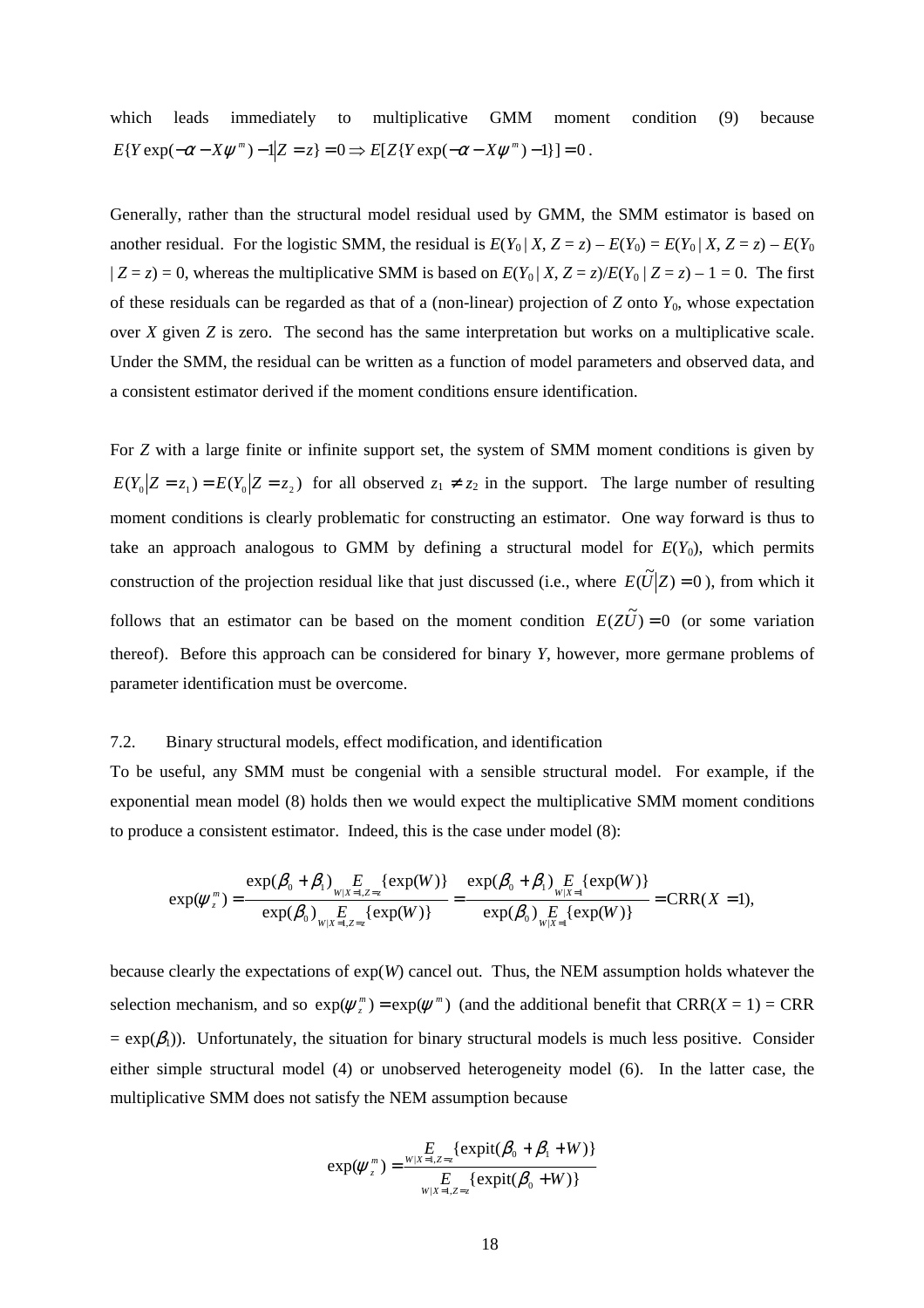which leads immediately to multiplicative GMM moment condition (9) because $E\{Y\exp(-\alpha - X\psi^m) - 1 | Z = z\} = 0 \Rightarrow E[Z\{Y\exp(-\alpha - X\psi^m) - 1\}] = 0$.

Generally, rather than the structural model residual used by GMM, the SMM estimator is based on another residual. For the logistic SMM, the residual is $E(Y_0 | X, Z = z) - E(Y_0) = E(Y_0 | X, Z = z) - E(Y_0 | Z = z) = 0$, whereas the multiplicative SMM is based on $E(Y_0 | X, Z = z)/E(Y_0 | Z = z) - 1 = 0$. The first of these residuals can be regarded as that of a (non-linear) projection of $Z$ onto $Y_0$, whose expectation over $X$ given $Z$ is zero. The second has the same interpretation but works on a multiplicative scale. Under the SMM, the residual can be written as a function of model parameters and observed data, and a consistent estimator derived if the moment conditions ensure identification.

For $Z$ with a large finite or infinite support set, the system of SMM moment conditions is given by $E(Y_0 | Z = z_1) = E(Y_0 | Z = z_2)$ for all observed $z_1 \neq z_2$ in the support. The large number of resulting moment conditions is clearly problematic for constructing an estimator. One way forward is thus to take an approach analogous to GMM by defining a structural model for $E(Y_0)$, which permits construction of the projection residual like that just discussed (i.e., where $E(\tilde{U} | Z) = 0$), from which it follows that an estimator can be based on the moment condition $E(Z\tilde{U}) = 0$ (or some variation thereof). Before this approach can be considered for binary $Y$, however, more germane problems of parameter identification must be overcome.

## 7.2. Binary structural models, effect modification, and identification

To be useful, any SMM must be congenial with a sensible structural model. For example, if the exponential mean model (8) holds then we would expect the multiplicative SMM moment conditions to produce a consistent estimator. Indeed, this is the case under model (8):

$$\exp(\psi_z^m) = \frac{\exp(\beta_0 + \beta_1) \underset{W|X=1,Z=z}{E}\{\exp(W)\}}{\exp(\beta_0) \underset{W|X=1,Z=z}{E}\{\exp(W)\}} = \frac{\exp(\beta_0 + \beta_1) \underset{W|X=1}{E}\{\exp(W)\}}{\exp(\beta_0) \underset{W|X=1}{E}\{\exp(W)\}} = \text{CRR}(X = 1),$$

because clearly the expectations of $\exp(W)$ cancel out. Thus, the NEM assumption holds whatever the selection mechanism, and so $\exp(\psi_z^m) = \exp(\psi^m)$ (and the additional benefit that $\text{CRR}(X = 1) = \text{CRR} = \exp(\beta_1)$). Unfortunately, the situation for binary structural models is much less positive. Consider either simple structural model (4) or unobserved heterogeneity model (6). In the latter case, the multiplicative SMM does not satisfy the NEM assumption because

$$\exp(\psi_z^m) = \frac{\underset{W|X=1,Z=z}{E}\{\text{expit}(\beta_0 + \beta_1 + W)\}}{\underset{W|X=1,Z=z}{E}\{\text{expit}(\beta_0 + W)\}}$$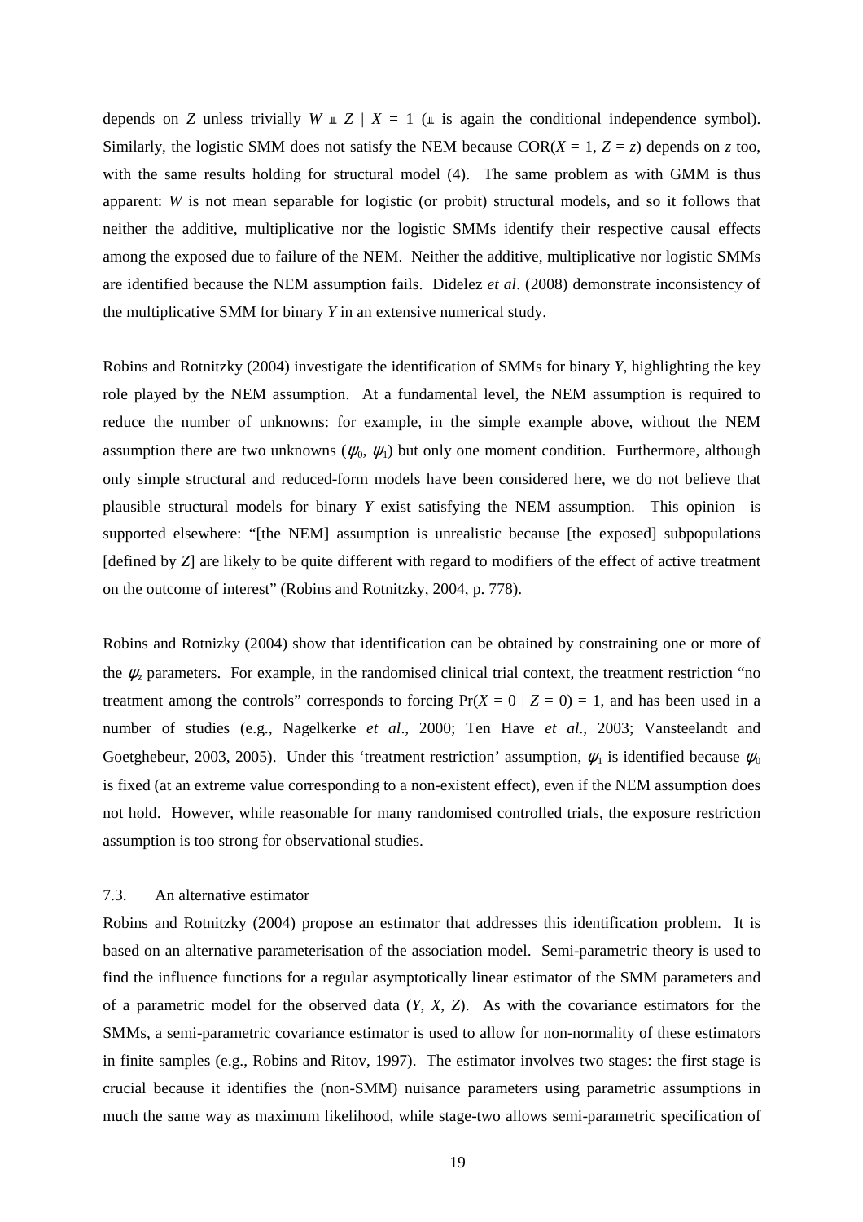depends on $Z$ unless trivially $W \perp\!\!\!\perp Z \mid X = 1$ ($\perp\!\!\!\perp$ is again the conditional independence symbol). Similarly, the logistic SMM does not satisfy the NEM because $\text{COR}(X = 1, Z = z)$ depends on $z$ too, with the same results holding for structural model (4). The same problem as with GMM is thus apparent: $W$ is not mean separable for logistic (or probit) structural models, and so it follows that neither the additive, multiplicative nor the logistic SMMs identify their respective causal effects among the exposed due to failure of the NEM. Neither the additive, multiplicative nor logistic SMMs are identified because the NEM assumption fails. Didelez *et al*. (2008) demonstrate inconsistency of the multiplicative SMM for binary $Y$ in an extensive numerical study.

Robins and Rotnitzky (2004) investigate the identification of SMMs for binary $Y$, highlighting the key role played by the NEM assumption. At a fundamental level, the NEM assumption is required to reduce the number of unknowns: for example, in the simple example above, without the NEM assumption there are two unknowns ($\psi_0$, $\psi_1$) but only one moment condition. Furthermore, although only simple structural and reduced-form models have been considered here, we do not believe that plausible structural models for binary $Y$ exist satisfying the NEM assumption. This opinion is supported elsewhere: "[the NEM] assumption is unrealistic because [the exposed] subpopulations [defined by $Z$] are likely to be quite different with regard to modifiers of the effect of active treatment on the outcome of interest" (Robins and Rotnitzky, 2004, p. 778).

Robins and Rotnizky (2004) show that identification can be obtained by constraining one or more of the $\psi_z$ parameters. For example, in the randomised clinical trial context, the treatment restriction "no treatment among the controls" corresponds to forcing $\Pr(X = 0 \mid Z = 0) = 1$, and has been used in a number of studies (e.g., Nagelkerke *et al*., 2000; Ten Have *et al*., 2003; Vansteelandt and Goetghebeur, 2003, 2005). Under this 'treatment restriction' assumption, $\psi_1$ is identified because $\psi_0$ is fixed (at an extreme value corresponding to a non-existent effect), even if the NEM assumption does not hold. However, while reasonable for many randomised controlled trials, the exposure restriction assumption is too strong for observational studies.

### 7.3. An alternative estimator

Robins and Rotnitzky (2004) propose an estimator that addresses this identification problem. It is based on an alternative parameterisation of the association model. Semi-parametric theory is used to find the influence functions for a regular asymptotically linear estimator of the SMM parameters and of a parametric model for the observed data ($Y$, $X$, $Z$). As with the covariance estimators for the SMMs, a semi-parametric covariance estimator is used to allow for non-normality of these estimators in finite samples (e.g., Robins and Ritov, 1997). The estimator involves two stages: the first stage is crucial because it identifies the (non-SMM) nuisance parameters using parametric assumptions in much the same way as maximum likelihood, while stage-two allows semi-parametric specification of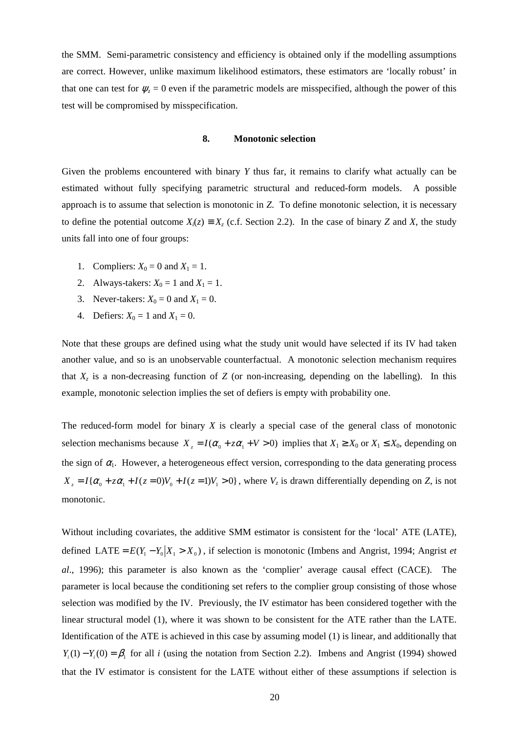the SMM. Semi-parametric consistency and efficiency is obtained only if the modelling assumptions are correct. However, unlike maximum likelihood estimators, these estimators are 'locally robust' in that one can test for $\psi_z = 0$ even if the parametric models are misspecified, although the power of this test will be compromised by misspecification.

## 8. Monotonic selection

Given the problems encountered with binary $Y$ thus far, it remains to clarify what actually can be estimated without fully specifying parametric structural and reduced-form models. A possible approach is to assume that selection is monotonic in $Z$. To define monotonic selection, it is necessary to define the potential outcome $X_i(z) \equiv X_z$ (c.f. Section 2.2). In the case of binary $Z$ and $X$, the study units fall into one of four groups:

1. Compliers: $X_0 = 0$ and $X_1 = 1$.
2. Always-takers: $X_0 = 1$ and $X_1 = 1$.
3. Never-takers: $X_0 = 0$ and $X_1 = 0$.
4. Defiers: $X_0 = 1$ and $X_1 = 0$.

Note that these groups are defined using what the study unit would have selected if its IV had taken another value, and so is an unobservable counterfactual. A monotonic selection mechanism requires that $X_z$ is a non-decreasing function of $Z$ (or non-increasing, depending on the labelling). In this example, monotonic selection implies the set of defiers is empty with probability one.

The reduced-form model for binary $X$ is clearly a special case of the general class of monotonic selection mechanisms because $X_z = I(\alpha_0 + z\alpha_1 + V > 0)$ implies that $X_1 \geq X_0$ or $X_1 \leq X_0$, depending on the sign of $\alpha_1$. However, a heterogeneous effect version, corresponding to the data generating process $X_z = I\{\alpha_0 + z\alpha_1 + I(z = 0)V_0 + I(z = 1)V_1 > 0\}$, where $V_z$ is drawn differentially depending on $Z$, is not monotonic.

Without including covariates, the additive SMM estimator is consistent for the 'local' ATE (LATE), defined $\text{LATE} = E(Y_1 - Y_0 | X_1 > X_0)$, if selection is monotonic (Imbens and Angrist, 1994; Angrist *et al*., 1996); this parameter is also known as the 'complier' average causal effect (CACE). The parameter is local because the conditioning set refers to the complier group consisting of those whose selection was modified by the IV. Previously, the IV estimator has been considered together with the linear structural model (1), where it was shown to be consistent for the ATE rather than the LATE. Identification of the ATE is achieved in this case by assuming model (1) is linear, and additionally that $Y_i(1) - Y_i(0) = \beta_1$ for all $i$ (using the notation from Section 2.2). Imbens and Angrist (1994) showed that the IV estimator is consistent for the LATE without either of these assumptions if selection is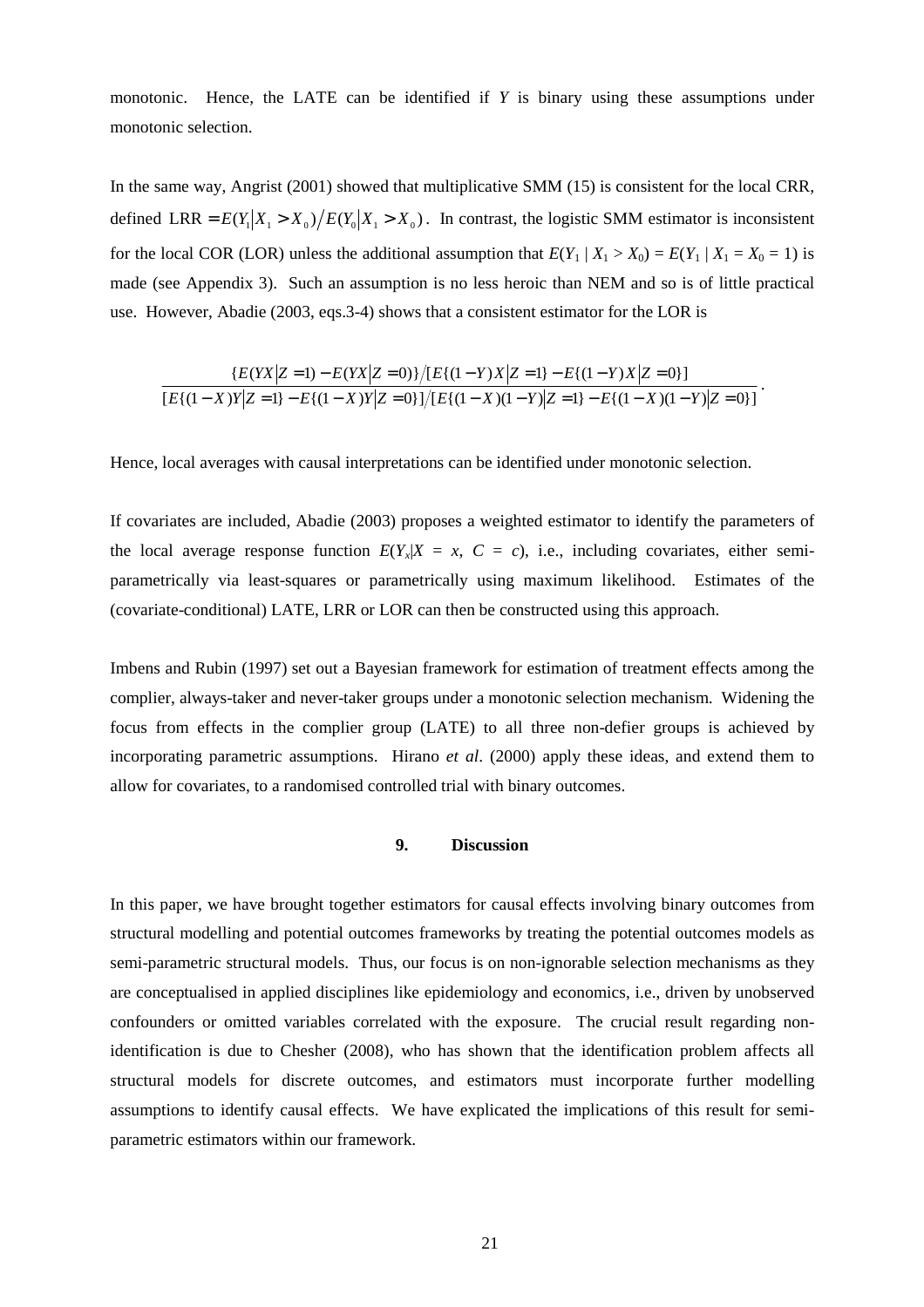monotonic. Hence, the LATE can be identified if $Y$ is binary using these assumptions under monotonic selection.

In the same way, Angrist (2001) showed that multiplicative SMM (15) is consistent for the local CRR, defined $\text{LRR} = E(Y_1|X_1 > X_0)/E(Y_0|X_1 > X_0)$. In contrast, the logistic SMM estimator is inconsistent for the local COR (LOR) unless the additional assumption that $E(Y_1 | X_1 > X_0) = E(Y_1 | X_1 = X_0 = 1)$ is made (see Appendix 3). Such an assumption is no less heroic than NEM and so is of little practical use. However, Abadie (2003, eqs.3-4) shows that a consistent estimator for the LOR is

$$\frac{\{E(YX|Z=1) - E(YX|Z=0)\}/[E\{(1-Y)X|Z=1\} - E\{(1-Y)X|Z=0\}]}{[E\{(1-X)Y|Z=1\} - E\{(1-X)Y|Z=0\}]/[E\{(1-X)(1-Y)|Z=1\} - E\{(1-X)(1-Y)|Z=0\}]}.$$

Hence, local averages with causal interpretations can be identified under monotonic selection.

If covariates are included, Abadie (2003) proposes a weighted estimator to identify the parameters of the local average response function $E(Y_x|X = x, C = c)$, i.e., including covariates, either semi-parametrically via least-squares or parametrically using maximum likelihood. Estimates of the (covariate-conditional) LATE, LRR or LOR can then be constructed using this approach.

Imbens and Rubin (1997) set out a Bayesian framework for estimation of treatment effects among the complier, always-taker and never-taker groups under a monotonic selection mechanism. Widening the focus from effects in the complier group (LATE) to all three non-defier groups is achieved by incorporating parametric assumptions. Hirano *et al*. (2000) apply these ideas, and extend them to allow for covariates, to a randomised controlled trial with binary outcomes.

## 9. Discussion

In this paper, we have brought together estimators for causal effects involving binary outcomes from structural modelling and potential outcomes frameworks by treating the potential outcomes models as semi-parametric structural models. Thus, our focus is on non-ignorable selection mechanisms as they are conceptualised in applied disciplines like epidemiology and economics, i.e., driven by unobserved confounders or omitted variables correlated with the exposure. The crucial result regarding non-identification is due to Chesher (2008), who has shown that the identification problem affects all structural models for discrete outcomes, and estimators must incorporate further modelling assumptions to identify causal effects. We have explicated the implications of this result for semi-parametric estimators within our framework.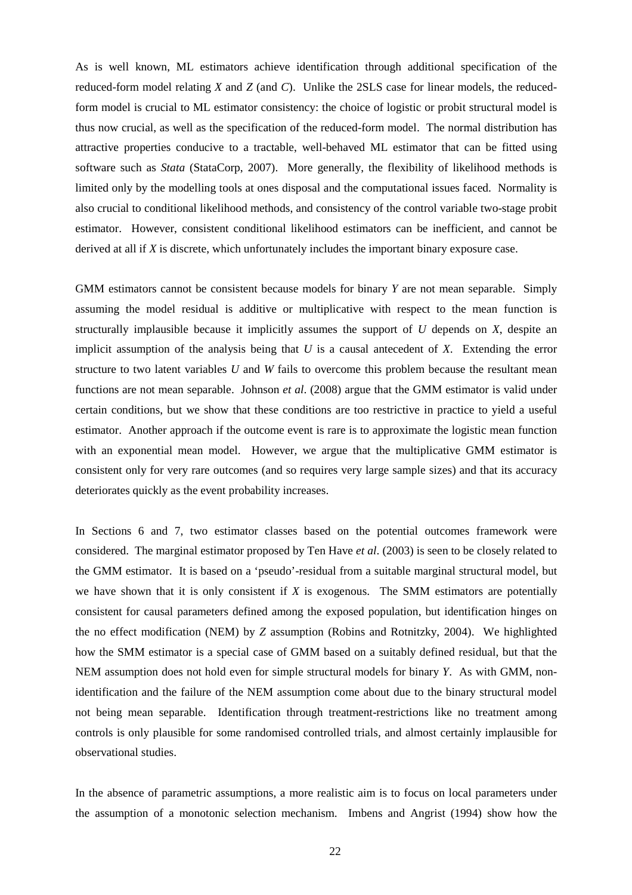As is well known, ML estimators achieve identification through additional specification of the reduced-form model relating $X$ and $Z$ (and $C$). Unlike the 2SLS case for linear models, the reduced-form model is crucial to ML estimator consistency: the choice of logistic or probit structural model is thus now crucial, as well as the specification of the reduced-form model. The normal distribution has attractive properties conducive to a tractable, well-behaved ML estimator that can be fitted using software such as *Stata* (StataCorp, 2007). More generally, the flexibility of likelihood methods is limited only by the modelling tools at ones disposal and the computational issues faced. Normality is also crucial to conditional likelihood methods, and consistency of the control variable two-stage probit estimator. However, consistent conditional likelihood estimators can be inefficient, and cannot be derived at all if $X$ is discrete, which unfortunately includes the important binary exposure case.

GMM estimators cannot be consistent because models for binary $Y$ are not mean separable. Simply assuming the model residual is additive or multiplicative with respect to the mean function is structurally implausible because it implicitly assumes the support of $U$ depends on $X$, despite an implicit assumption of the analysis being that $U$ is a causal antecedent of $X$. Extending the error structure to two latent variables $U$ and $W$ fails to overcome this problem because the resultant mean functions are not mean separable. Johnson *et al*. (2008) argue that the GMM estimator is valid under certain conditions, but we show that these conditions are too restrictive in practice to yield a useful estimator. Another approach if the outcome event is rare is to approximate the logistic mean function with an exponential mean model. However, we argue that the multiplicative GMM estimator is consistent only for very rare outcomes (and so requires very large sample sizes) and that its accuracy deteriorates quickly as the event probability increases.

In Sections 6 and 7, two estimator classes based on the potential outcomes framework were considered. The marginal estimator proposed by Ten Have *et al*. (2003) is seen to be closely related to the GMM estimator. It is based on a 'pseudo'-residual from a suitable marginal structural model, but we have shown that it is only consistent if $X$ is exogenous. The SMM estimators are potentially consistent for causal parameters defined among the exposed population, but identification hinges on the no effect modification (NEM) by $Z$ assumption (Robins and Rotnitzky, 2004). We highlighted how the SMM estimator is a special case of GMM based on a suitably defined residual, but that the NEM assumption does not hold even for simple structural models for binary $Y$. As with GMM, non-identification and the failure of the NEM assumption come about due to the binary structural model not being mean separable. Identification through treatment-restrictions like no treatment among controls is only plausible for some randomised controlled trials, and almost certainly implausible for observational studies.

In the absence of parametric assumptions, a more realistic aim is to focus on local parameters under the assumption of a monotonic selection mechanism. Imbens and Angrist (1994) show how the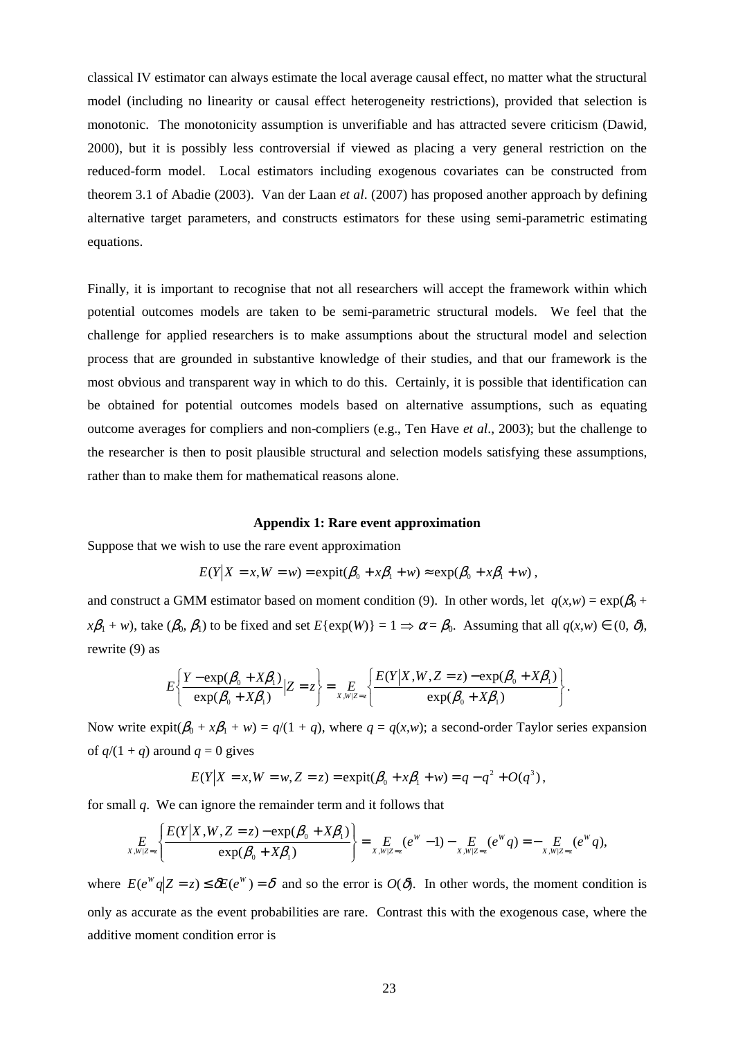classical IV estimator can always estimate the local average causal effect, no matter what the structural model (including no linearity or causal effect heterogeneity restrictions), provided that selection is monotonic. The monotonicity assumption is unverifiable and has attracted severe criticism (Dawid, 2000), but it is possibly less controversial if viewed as placing a very general restriction on the reduced-form model. Local estimators including exogenous covariates can be constructed from theorem 3.1 of Abadie (2003). Van der Laan *et al*. (2007) has proposed another approach by defining alternative target parameters, and constructs estimators for these using semi-parametric estimating equations.

Finally, it is important to recognise that not all researchers will accept the framework within which potential outcomes models are taken to be semi-parametric structural models. We feel that the challenge for applied researchers is to make assumptions about the structural model and selection process that are grounded in substantive knowledge of their studies, and that our framework is the most obvious and transparent way in which to do this. Certainly, it is possible that identification can be obtained for potential outcomes models based on alternative assumptions, such as equating outcome averages for compliers and non-compliers (e.g., Ten Have *et al*., 2003); but the challenge to the researcher is then to posit plausible structural and selection models satisfying these assumptions, rather than to make them for mathematical reasons alone.

## Appendix 1: Rare event approximation

Suppose that we wish to use the rare event approximation

$$E(Y|X = x, W = w) = \text{expit}(\beta_0 + x\beta_1 + w) \approx \exp(\beta_0 + x\beta_1 + w)\,,$$

and construct a GMM estimator based on moment condition (9). In other words, let $q(x,w) = \exp(\beta_0 + x\beta_1 + w)$, take $(\beta_0, \beta_1)$ to be fixed and set $E\{\exp(W)\} = 1 \Rightarrow \alpha = \beta_0$. Assuming that all $q(x,w) \in (0, \delta)$, rewrite (9) as

$$E\left\{\frac{Y - \exp(\beta_0 + X\beta_1)}{\exp(\beta_0 + X\beta_1)}\middle| Z = z\right\} = \underset{X,W|Z=z}{E}\left\{\frac{E(Y|X,W,Z=z) - \exp(\beta_0 + X\beta_1)}{\exp(\beta_0 + X\beta_1)}\right\}.$$

Now write $\text{expit}(\beta_0 + x\beta_1 + w) = q/(1 + q)$, where $q = q(x,w)$; a second-order Taylor series expansion of $q/(1 + q)$ around $q = 0$ gives

$$E(Y|X = x, W = w, Z = z) = \text{expit}(\beta_0 + x\beta_1 + w) = q - q^2 + O(q^3)\,,$$

for small $q$. We can ignore the remainder term and it follows that

$$\underset{X,W|Z=z}{E}\left\{\frac{E(Y|X,W,Z=z) - \exp(\beta_0 + X\beta_1)}{\exp(\beta_0 + X\beta_1)}\right\} = \underset{X,W|Z=z}{E}(e^W - 1) - \underset{X,W|Z=z}{E}(e^W q) = -\underset{X,W|Z=z}{E}(e^W q),$$

where $E(e^W q|Z = z) \le \delta E(e^W) = \delta$ and so the error is $O(\delta)$. In other words, the moment condition is only as accurate as the event probabilities are rare. Contrast this with the exogenous case, where the additive moment condition error is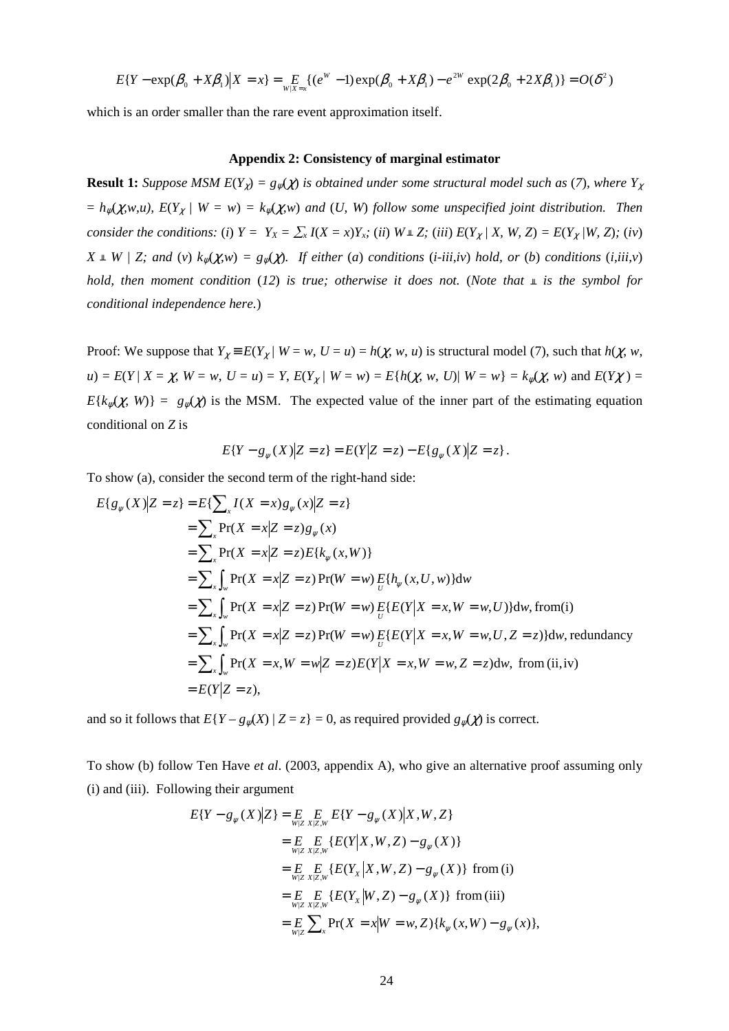$$E\{Y - \exp(\beta_0 + X\beta_1) | X = x\} = \underset{W|X=x}{E}\{(e^W - 1)\exp(\beta_0 + X\beta_1) - e^{2W}\exp(2\beta_0 + 2X\beta_1)\} = O(\delta^2)$$

which is an order smaller than the rare event approximation itself.

### Appendix 2: Consistency of marginal estimator

**Result 1:** *Suppose MSM $E(Y_\chi) = g_\psi(\chi)$ is obtained under some structural model such as (7), where $Y_\chi = h_\psi(\chi,w,u)$, $E(Y_\chi \mid W = w) = k_\psi(\chi,w)$ and $(U, W)$ follow some unspecified joint distribution. Then consider the conditions: (i) $Y = Y_X = \sum_x I(X = x)Y_x$; (ii) $W \perp\!\!\!\perp Z$; (iii) $E(Y_\chi \mid X, W, Z) = E(Y_\chi \mid W, Z)$; (iv) $X \perp\!\!\!\perp W \mid Z$; and (v) $k_\psi(\chi,w) = g_\psi(\chi)$. If either (a) conditions (i-iii,iv) hold, or (b) conditions (i,iii,v) hold, then moment condition (12) is true; otherwise it does not.* (*Note that $\perp\!\!\!\perp$ is the symbol for conditional independence here.*)

Proof: We suppose that $Y_\chi \equiv E(Y_\chi \mid W = w, U = u) = h(\chi, w, u)$ is structural model (7), such that $h(\chi, w, u) = E(Y \mid X = \chi, W = w, U = u) = Y$, $E(Y_\chi \mid W = w) = E\{h(\chi, w, U) \mid W = w\} = k_\psi(\chi, w)$ and $E(Y\chi) = E\{k_\psi(\chi, W)\} = g_\psi(\chi)$ is the MSM. The expected value of the inner part of the estimating equation conditional on $Z$ is

$$E\{Y - g_\psi(X) | Z = z\} = E(Y | Z = z) - E\{g_\psi(X) | Z = z\}.$$

To show (a), consider the second term of the right-hand side:

$$\begin{aligned}
E\{g_\psi(X) | Z = z\} &= E\{\textstyle\sum_x I(X = x) g_\psi(x) | Z = z\} \\
&= \textstyle\sum_x \Pr(X = x | Z = z) g_\psi(x) \\
&= \textstyle\sum_x \Pr(X = x | Z = z) E\{k_\psi(x, W)\} \\
&= \textstyle\sum_x \int_w \Pr(X = x | Z = z)\Pr(W = w) \underset{U}{E}\{h_\psi(x, U, w)\}\mathrm{d}w \\
&= \textstyle\sum_x \int_w \Pr(X = x | Z = z)\Pr(W = w) \underset{U}{E}\{E(Y | X = x, W = w, U)\}\mathrm{d}w, \text{from (i)} \\
&= \textstyle\sum_x \int_w \Pr(X = x | Z = z)\Pr(W = w) \underset{U}{E}\{E(Y | X = x, W = w, U, Z = z)\}\mathrm{d}w, \text{redundancy} \\
&= \textstyle\sum_x \int_w \Pr(X = x, W = w | Z = z) E(Y | X = x, W = w, Z = z)\mathrm{d}w, \text{ from (ii, iv)} \\
&= E(Y | Z = z),
\end{aligned}$$

and so it follows that $E\{Y - g_\psi(X) \mid Z = z\} = 0$, as required provided $g_\psi(\chi)$ is correct.

To show (b) follow Ten Have *et al*. (2003, appendix A), who give an alternative proof assuming only (i) and (iii). Following their argument

$$\begin{aligned}
E\{Y - g_\psi(X) | Z\} &= \underset{W|Z}{E}\ \underset{X|Z,W}{E}\ E\{Y - g_\psi(X) | X, W, Z\} \\
&= \underset{W|Z}{E}\ \underset{X|Z,W}{E}\{E(Y | X, W, Z) - g_\psi(X)\} \\
&= \underset{W|Z}{E}\ \underset{X|Z,W}{E}\{E(Y_X | X, W, Z) - g_\psi(X)\} \text{ from (i)} \\
&= \underset{W|Z}{E}\ \underset{X|Z,W}{E}\{E(Y_X | W, Z) - g_\psi(X)\} \text{ from (iii)} \\
&= \underset{W|Z}{E} \textstyle\sum_x \Pr(X = x | W = w, Z)\{k_\psi(x, W) - g_\psi(x)\},
\end{aligned}$$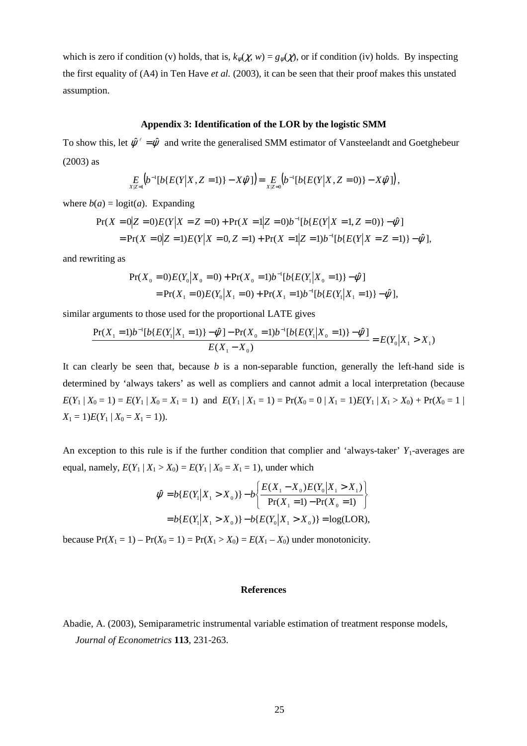which is zero if condition (v) holds, that is, $k_\psi(\chi, w) = g_\psi(\chi)$, or if condition (iv) holds. By inspecting the first equality of (A4) in Ten Have *et al.* (2003), it can be seen that their proof makes this unstated assumption.

### Appendix 3: Identification of the LOR by the logistic SMM

To show this, let $\hat{\psi}^\ell = \hat{\psi}$ and write the generalised SMM estimator of Vansteelandt and Goetghebeur (2003) as

$$\underset{X|Z=1}{E}\left(b^{-1}[b\{E(Y|X, Z=1)\} - X\hat{\psi}]\right) = \underset{X|Z=0}{E}\left(b^{-1}[b\{E(Y|X, Z=0)\} - X\hat{\psi}]\right),$$

where $b(a) = \text{logit}(a)$. Expanding

$$\begin{aligned}
&\Pr(X=0|Z=0)E(Y|X=Z=0) + \Pr(X=1|Z=0)b^{-1}[b\{E(Y|X=1, Z=0)\} - \hat{\psi}] \\
&= \Pr(X=0|Z=1)E(Y|X=0, Z=1) + \Pr(X=1|Z=1)b^{-1}[b\{E(Y|X=Z=1)\} - \hat{\psi}],
\end{aligned}$$

and rewriting as

$$\begin{aligned}
&\Pr(X_0=0)E(Y_0|X_0=0) + \Pr(X_0=1)b^{-1}[b\{E(Y_1|X_0=1)\} - \hat{\psi}] \\
&= \Pr(X_1=0)E(Y_0|X_1=0) + \Pr(X_1=1)b^{-1}[b\{E(Y_1|X_1=1)\} - \hat{\psi}],
\end{aligned}$$

similar arguments to those used for the proportional LATE gives

$$\frac{\Pr(X_1=1)b^{-1}[b\{E(Y_1|X_1=1)\} - \hat{\psi}] - \Pr(X_0=1)b^{-1}[b\{E(Y_1|X_0=1)\} - \hat{\psi}]}{E(X_1 - X_0)} = E(Y_0|X_1 > X_1)$$

It can clearly be seen that, because $b$ is a non-separable function, generally the left-hand side is determined by 'always takers' as well as compliers and cannot admit a local interpretation (because $E(Y_1 \mid X_0 = 1) = E(Y_1 \mid X_0 = X_1 = 1)$ and $E(Y_1 \mid X_1 = 1) = \Pr(X_0 = 0 \mid X_1 = 1)E(Y_1 \mid X_1 > X_0) + \Pr(X_0 = 1 \mid X_1 = 1)E(Y_1 \mid X_0 = X_1 = 1)$).

An exception to this rule is if the further condition that complier and 'always-taker' $Y_1$-averages are equal, namely, $E(Y_1 \mid X_1 > X_0) = E(Y_1 \mid X_0 = X_1 = 1)$, under which

$$\begin{aligned}
\hat{\psi} &= b\{E(Y_1|X_1 > X_0)\} - b\left\{\frac{E(X_1 - X_0)E(Y_0|X_1 > X_1)}{\Pr(X_1=1) - \Pr(X_0=1)}\right\} \\
&= b\{E(Y_1|X_1 > X_0)\} - b\{E(Y_0|X_1 > X_0)\} = \log(\text{LOR}),
\end{aligned}$$

because $\Pr(X_1 = 1) - \Pr(X_0 = 1) = \Pr(X_1 > X_0) = E(X_1 - X_0)$ under monotonicity.

### References

Abadie, A. (2003), Semiparametric instrumental variable estimation of treatment response models, *Journal of Econometrics* **113**, 231-263.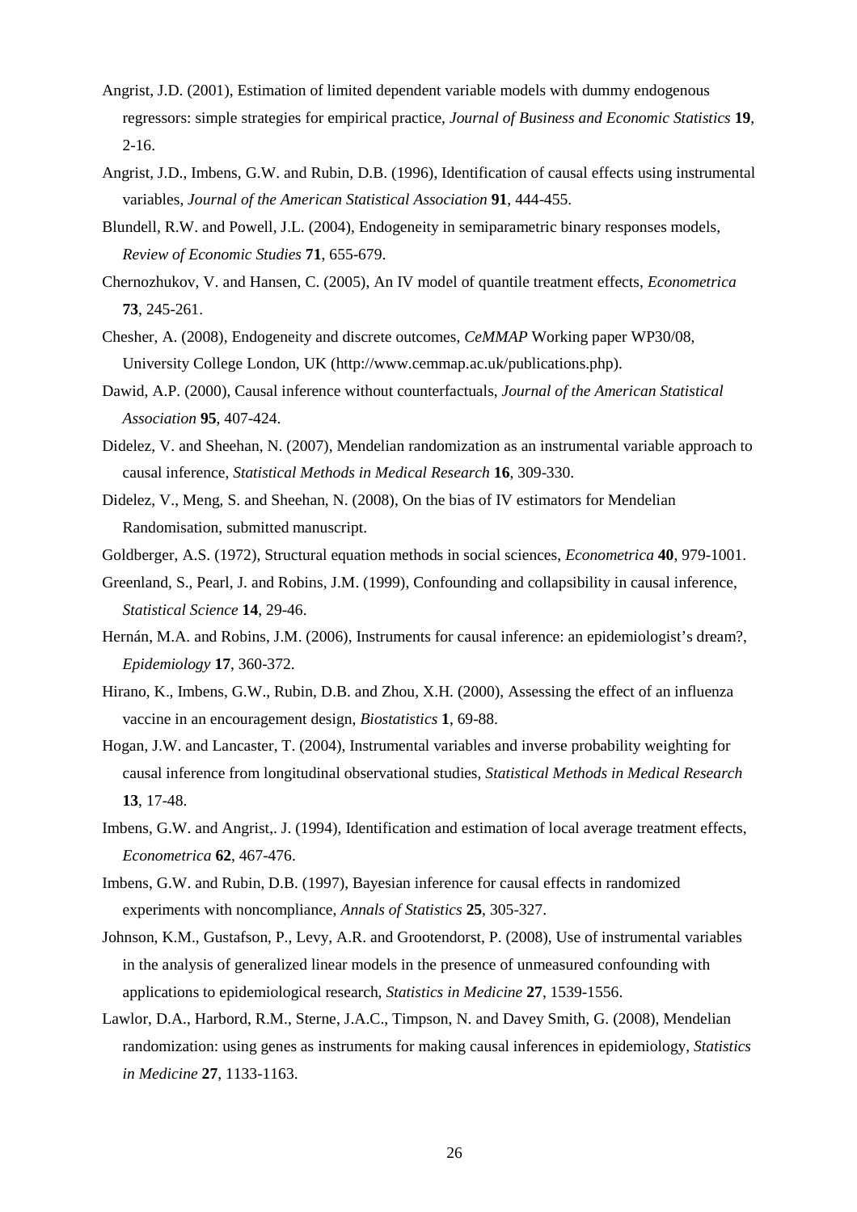Angrist, J.D. (2001), Estimation of limited dependent variable models with dummy endogenous regressors: simple strategies for empirical practice, *Journal of Business and Economic Statistics* **19**, 2-16.

Angrist, J.D., Imbens, G.W. and Rubin, D.B. (1996), Identification of causal effects using instrumental variables, *Journal of the American Statistical Association* **91**, 444-455.

Blundell, R.W. and Powell, J.L. (2004), Endogeneity in semiparametric binary responses models, *Review of Economic Studies* **71**, 655-679.

Chernozhukov, V. and Hansen, C. (2005), An IV model of quantile treatment effects, *Econometrica* **73**, 245-261.

Chesher, A. (2008), Endogeneity and discrete outcomes, *CeMMAP* Working paper WP30/08, University College London, UK (http://www.cemmap.ac.uk/publications.php).

Dawid, A.P. (2000), Causal inference without counterfactuals, *Journal of the American Statistical Association* **95**, 407-424.

Didelez, V. and Sheehan, N. (2007), Mendelian randomization as an instrumental variable approach to causal inference, *Statistical Methods in Medical Research* **16**, 309-330.

Didelez, V., Meng, S. and Sheehan, N. (2008), On the bias of IV estimators for Mendelian Randomisation, submitted manuscript.

Goldberger, A.S. (1972), Structural equation methods in social sciences, *Econometrica* **40**, 979-1001.

Greenland, S., Pearl, J. and Robins, J.M. (1999), Confounding and collapsibility in causal inference, *Statistical Science* **14**, 29-46.

Hernán, M.A. and Robins, J.M. (2006), Instruments for causal inference: an epidemiologist's dream?, *Epidemiology* **17**, 360-372.

Hirano, K., Imbens, G.W., Rubin, D.B. and Zhou, X.H. (2000), Assessing the effect of an influenza vaccine in an encouragement design, *Biostatistics* **1**, 69-88.

Hogan, J.W. and Lancaster, T. (2004), Instrumental variables and inverse probability weighting for causal inference from longitudinal observational studies, *Statistical Methods in Medical Research* **13**, 17-48.

Imbens, G.W. and Angrist,. J. (1994), Identification and estimation of local average treatment effects, *Econometrica* **62**, 467-476.

Imbens, G.W. and Rubin, D.B. (1997), Bayesian inference for causal effects in randomized experiments with noncompliance, *Annals of Statistics* **25**, 305-327.

Johnson, K.M., Gustafson, P., Levy, A.R. and Grootendorst, P. (2008), Use of instrumental variables in the analysis of generalized linear models in the presence of unmeasured confounding with applications to epidemiological research, *Statistics in Medicine* **27**, 1539-1556.

Lawlor, D.A., Harbord, R.M., Sterne, J.A.C., Timpson, N. and Davey Smith, G. (2008), Mendelian randomization: using genes as instruments for making causal inferences in epidemiology, *Statistics in Medicine* **27**, 1133-1163.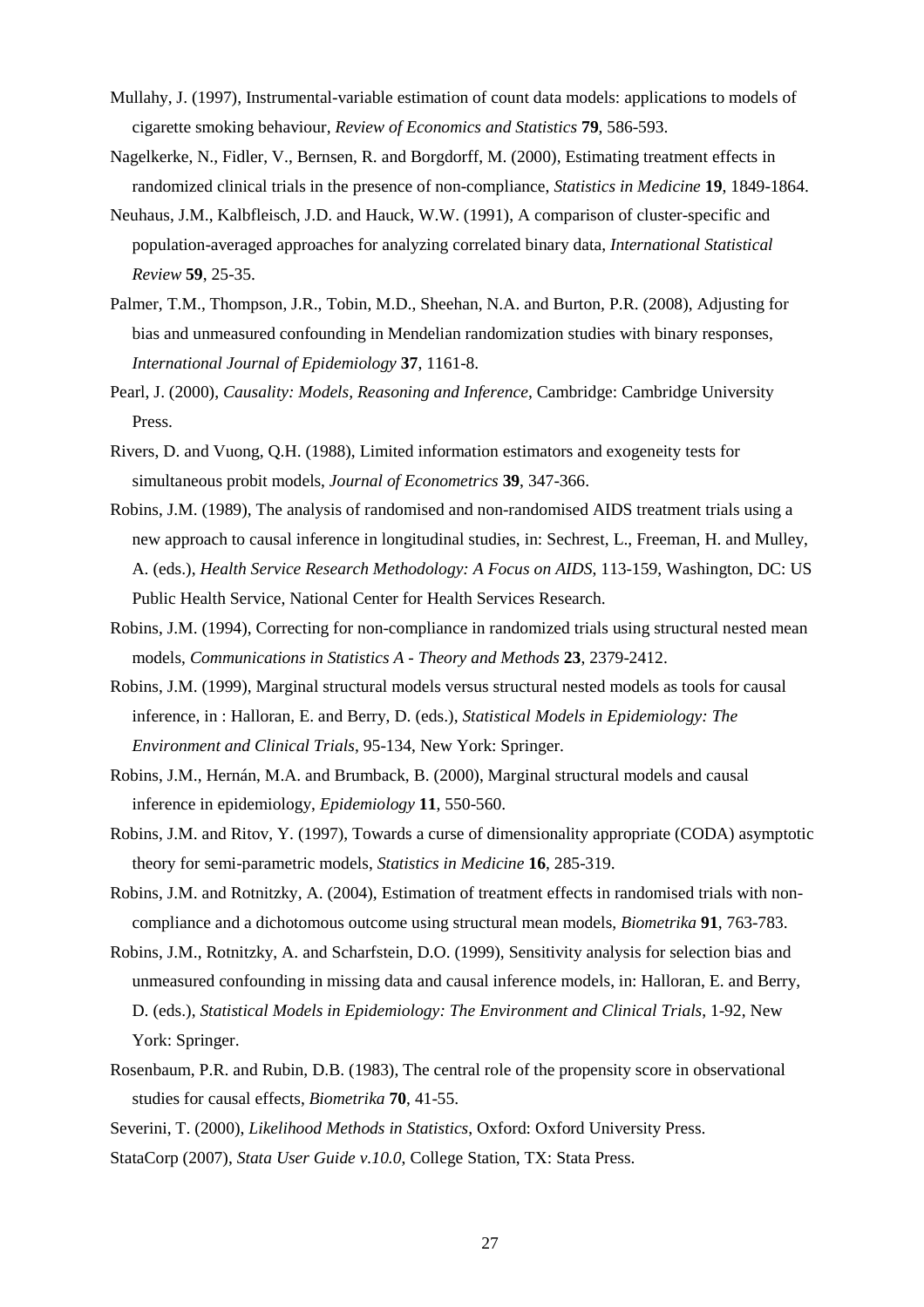Mullahy, J. (1997), Instrumental-variable estimation of count data models: applications to models of cigarette smoking behaviour, *Review of Economics and Statistics* **79**, 586-593.

Nagelkerke, N., Fidler, V., Bernsen, R. and Borgdorff, M. (2000), Estimating treatment effects in randomized clinical trials in the presence of non-compliance, *Statistics in Medicine* **19**, 1849-1864.

Neuhaus, J.M., Kalbfleisch, J.D. and Hauck, W.W. (1991), A comparison of cluster-specific and population-averaged approaches for analyzing correlated binary data, *International Statistical Review* **59**, 25-35.

Palmer, T.M., Thompson, J.R., Tobin, M.D., Sheehan, N.A. and Burton, P.R. (2008), Adjusting for bias and unmeasured confounding in Mendelian randomization studies with binary responses, *International Journal of Epidemiology* **37**, 1161-8.

Pearl, J. (2000), *Causality: Models, Reasoning and Inference*, Cambridge: Cambridge University Press.

Rivers, D. and Vuong, Q.H. (1988), Limited information estimators and exogeneity tests for simultaneous probit models, *Journal of Econometrics* **39**, 347-366.

Robins, J.M. (1989), The analysis of randomised and non-randomised AIDS treatment trials using a new approach to causal inference in longitudinal studies, in: Sechrest, L., Freeman, H. and Mulley, A. (eds.), *Health Service Research Methodology: A Focus on AIDS*, 113-159, Washington, DC: US Public Health Service, National Center for Health Services Research.

Robins, J.M. (1994), Correcting for non-compliance in randomized trials using structural nested mean models, *Communications in Statistics A - Theory and Methods* **23**, 2379-2412.

Robins, J.M. (1999), Marginal structural models versus structural nested models as tools for causal inference, in : Halloran, E. and Berry, D. (eds.), *Statistical Models in Epidemiology: The Environment and Clinical Trials*, 95-134, New York: Springer.

Robins, J.M., Hernán, M.A. and Brumback, B. (2000), Marginal structural models and causal inference in epidemiology, *Epidemiology* **11**, 550-560.

Robins, J.M. and Ritov, Y. (1997), Towards a curse of dimensionality appropriate (CODA) asymptotic theory for semi-parametric models, *Statistics in Medicine* **16**, 285-319.

Robins, J.M. and Rotnitzky, A. (2004), Estimation of treatment effects in randomised trials with non-compliance and a dichotomous outcome using structural mean models, *Biometrika* **91**, 763-783.

Robins, J.M., Rotnitzky, A. and Scharfstein, D.O. (1999), Sensitivity analysis for selection bias and unmeasured confounding in missing data and causal inference models, in: Halloran, E. and Berry, D. (eds.), *Statistical Models in Epidemiology: The Environment and Clinical Trials*, 1-92, New York: Springer.

Rosenbaum, P.R. and Rubin, D.B. (1983), The central role of the propensity score in observational studies for causal effects, *Biometrika* **70**, 41-55.

Severini, T. (2000), *Likelihood Methods in Statistics*, Oxford: Oxford University Press.

StataCorp (2007), *Stata User Guide v.10.0*, College Station, TX: Stata Press.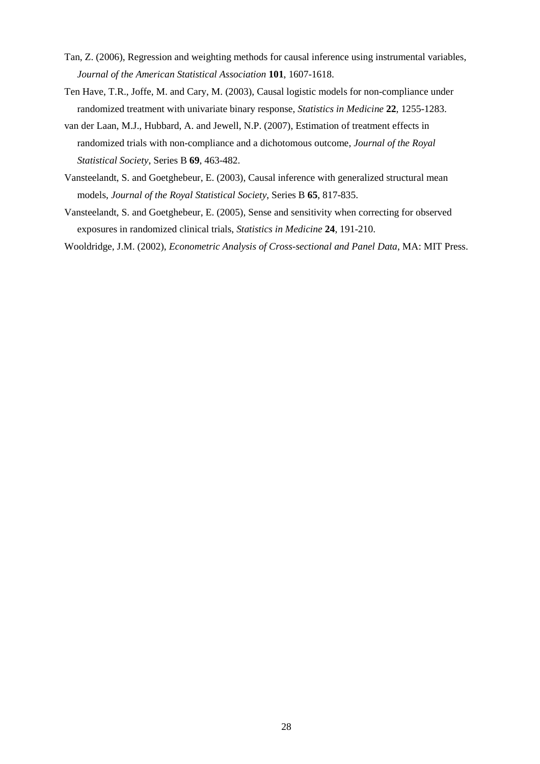Tan, Z. (2006), Regression and weighting methods for causal inference using instrumental variables, *Journal of the American Statistical Association* **101**, 1607-1618.

Ten Have, T.R., Joffe, M. and Cary, M. (2003), Causal logistic models for non-compliance under randomized treatment with univariate binary response, *Statistics in Medicine* **22**, 1255-1283.

van der Laan, M.J., Hubbard, A. and Jewell, N.P. (2007), Estimation of treatment effects in randomized trials with non-compliance and a dichotomous outcome, *Journal of the Royal Statistical Society*, Series B **69**, 463-482.

Vansteelandt, S. and Goetghebeur, E. (2003), Causal inference with generalized structural mean models, *Journal of the Royal Statistical Society*, Series B **65**, 817-835.

Vansteelandt, S. and Goetghebeur, E. (2005), Sense and sensitivity when correcting for observed exposures in randomized clinical trials, *Statistics in Medicine* **24**, 191-210.

Wooldridge, J.M. (2002), *Econometric Analysis of Cross-sectional and Panel Data*, MA: MIT Press.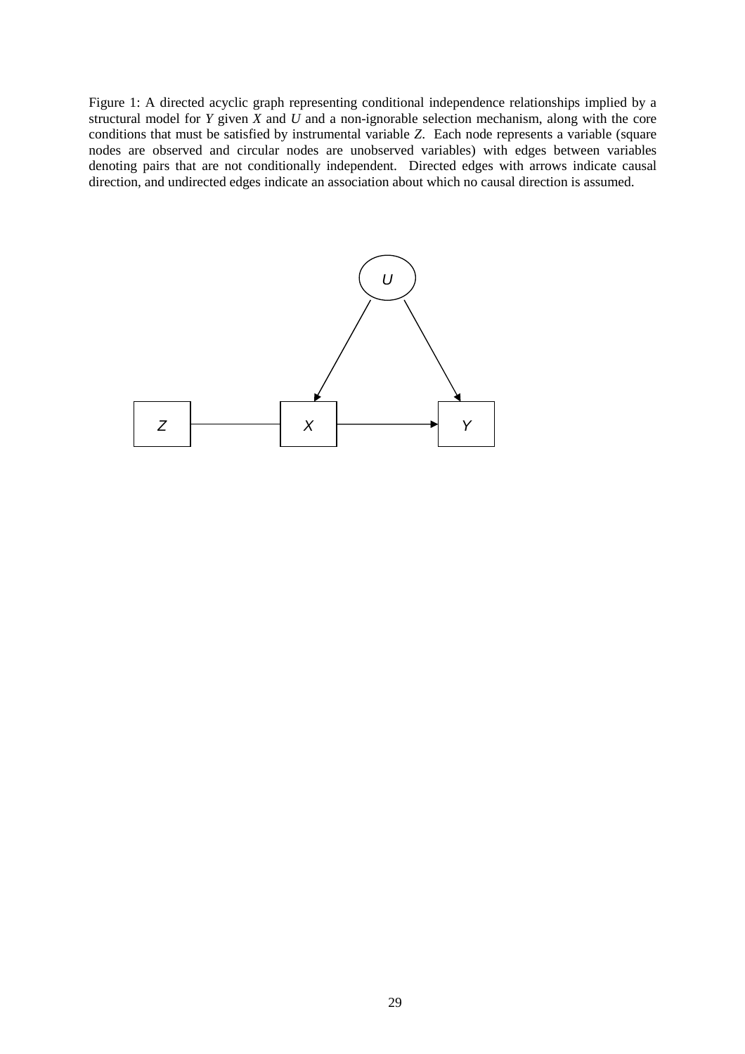Figure 1: A directed acyclic graph representing conditional independence relationships implied by a structural model for *Y* given *X* and *U* and a non-ignorable selection mechanism, along with the core conditions that must be satisfied by instrumental variable *Z*. Each node represents a variable (square nodes are observed and circular nodes are unobserved variables) with edges between variables denoting pairs that are not conditionally independent. Directed edges with arrows indicate causal direction, and undirected edges indicate an association about which no causal direction is assumed.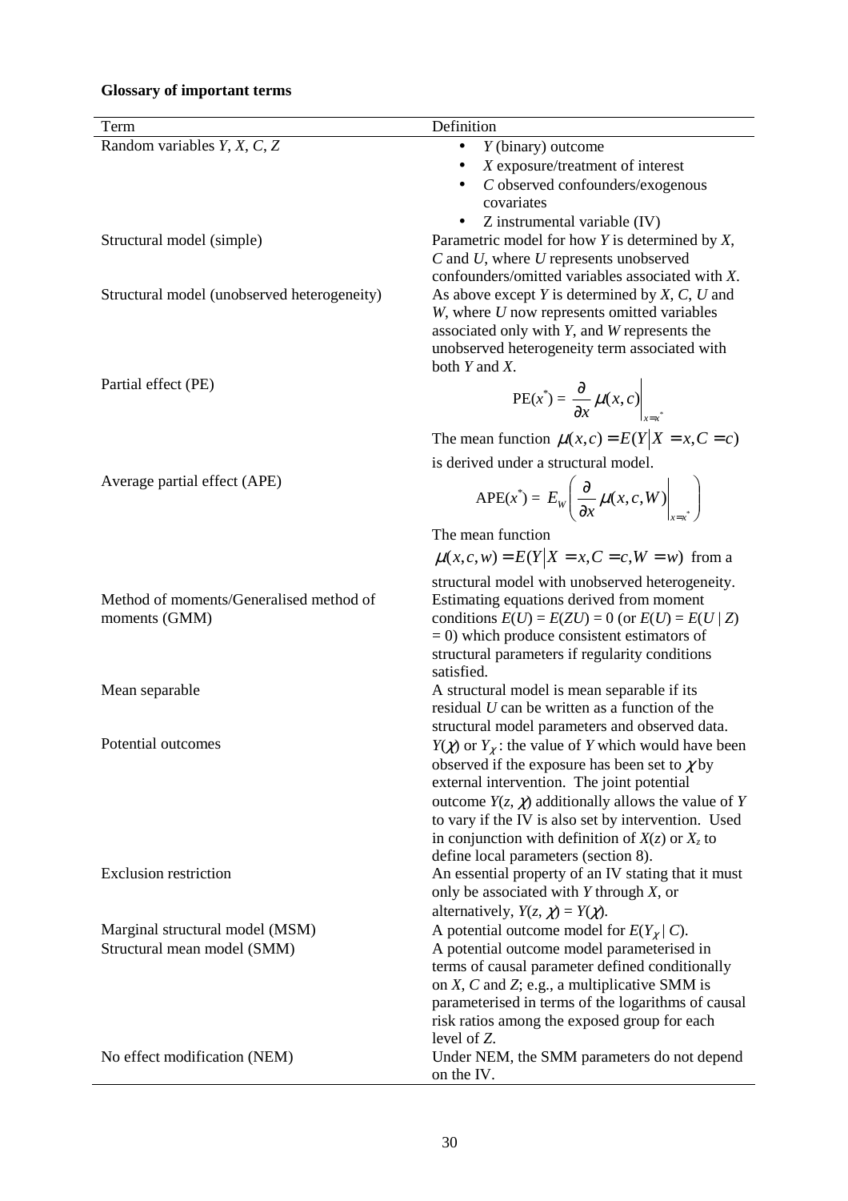**Glossary of important terms**

| Term | Definition |
|---|---|
| Random variables $Y$, $X$, $C$, $Z$ | • $Y$ (binary) outcome<br>• $X$ exposure/treatment of interest<br>• $C$ observed confounders/exogenous covariates<br>• Z instrumental variable (IV) |
| Structural model (simple) | Parametric model for how $Y$ is determined by $X$, $C$ and $U$, where $U$ represents unobserved confounders/omitted variables associated with $X$. |
| Structural model (unobserved heterogeneity) | As above except $Y$ is determined by $X$, $C$, $U$ and $W$, where $U$ now represents omitted variables associated only with $Y$, and $W$ represents the unobserved heterogeneity term associated with both $Y$ and $X$. |
| Partial effect (PE) | $\text{PE}(x^*) = \left.\frac{\partial}{\partial x}\mu(x,c)\right\rvert_{x=x^*}$<br>The mean function $\mu(x,c) = E(Y \mid X = x, C = c)$ is derived under a structural model. |
| Average partial effect (APE) | $\text{APE}(x^*) = E_W\left(\left.\frac{\partial}{\partial x}\mu(x,c,W)\right\rvert_{x=x^*}\right)$<br>The mean function $\mu(x,c,w) = E(Y \mid X = x, C = c, W = w)$ from a structural model with unobserved heterogeneity. |
| Method of moments/Generalised method of moments (GMM) | Estimating equations derived from moment conditions $E(U) = E(ZU) = 0$ (or $E(U) = E(U \mid Z) = 0$) which produce consistent estimators of structural parameters if regularity conditions satisfied. |
| Mean separable | A structural model is mean separable if its residual $U$ can be written as a function of the structural model parameters and observed data. |
| Potential outcomes | $Y(\chi)$ or $Y_\chi$: the value of $Y$ which would have been observed if the exposure has been set to $\chi$ by external intervention. The joint potential outcome $Y(z, \chi)$ additionally allows the value of $Y$ to vary if the IV is also set by intervention. Used in conjunction with definition of $X(z)$ or $X_z$ to define local parameters (section 8). |
| Exclusion restriction | An essential property of an IV stating that it must only be associated with $Y$ through $X$, or alternatively, $Y(z, \chi) = Y(\chi)$. |
| Marginal structural model (MSM) | A potential outcome model for $E(Y_\chi \mid C)$. |
| Structural mean model (SMM) | A potential outcome model parameterised in terms of causal parameter defined conditionally on $X$, $C$ and $Z$; e.g., a multiplicative SMM is parameterised in terms of the logarithms of causal risk ratios among the exposed group for each level of $Z$. |
| No effect modification (NEM) | Under NEM, the SMM parameters do not depend on the IV. |